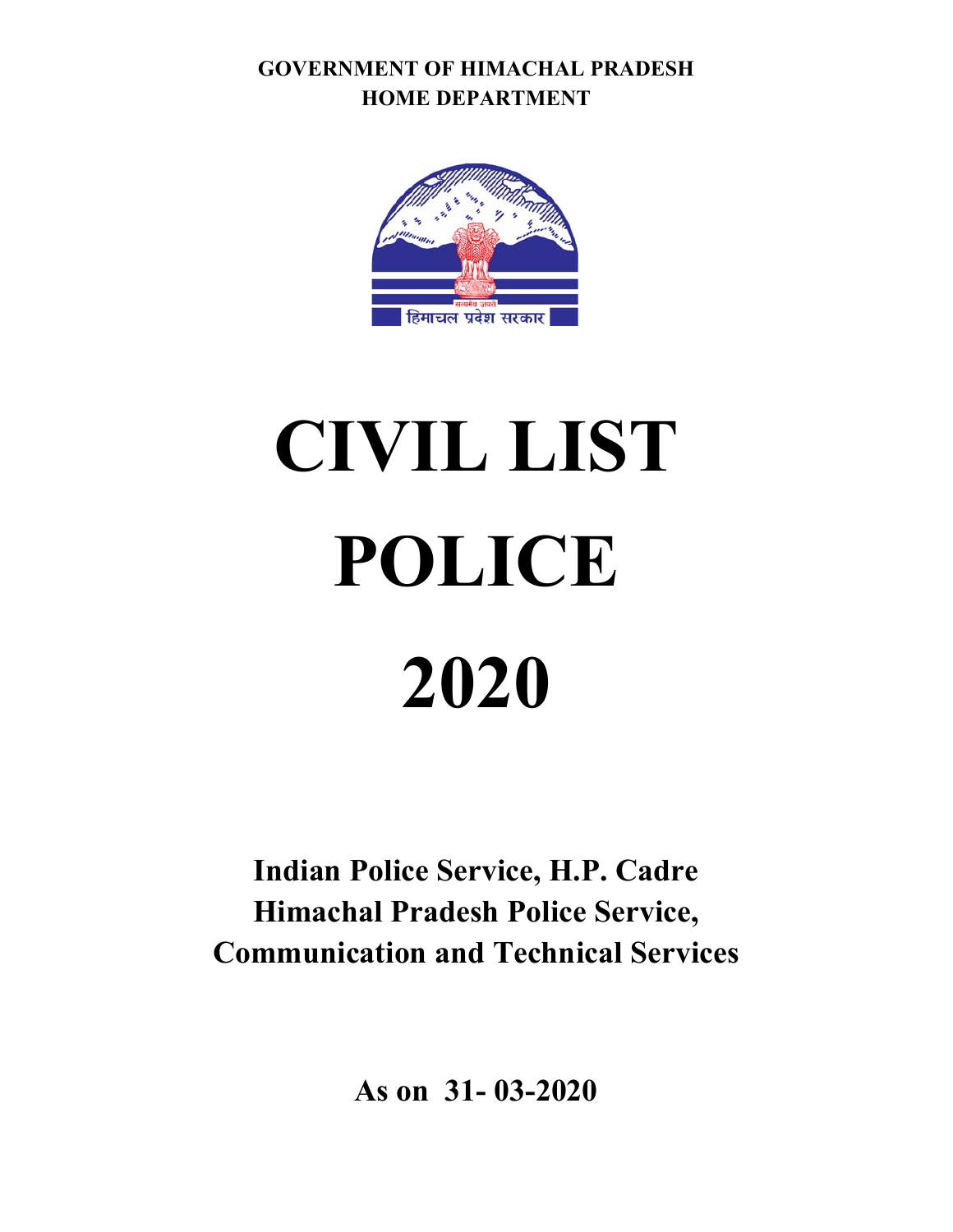**GOVERNMENT OF HIMACHAL PRADESH**
**HOME DEPARTMENT**

# CIVIL LIST

# POLICE

# 2020

**Indian Police Service, H.P. Cadre**
**Himachal Pradesh Police Service,**
**Communication and Technical Services**

**As on 31- 03-2020**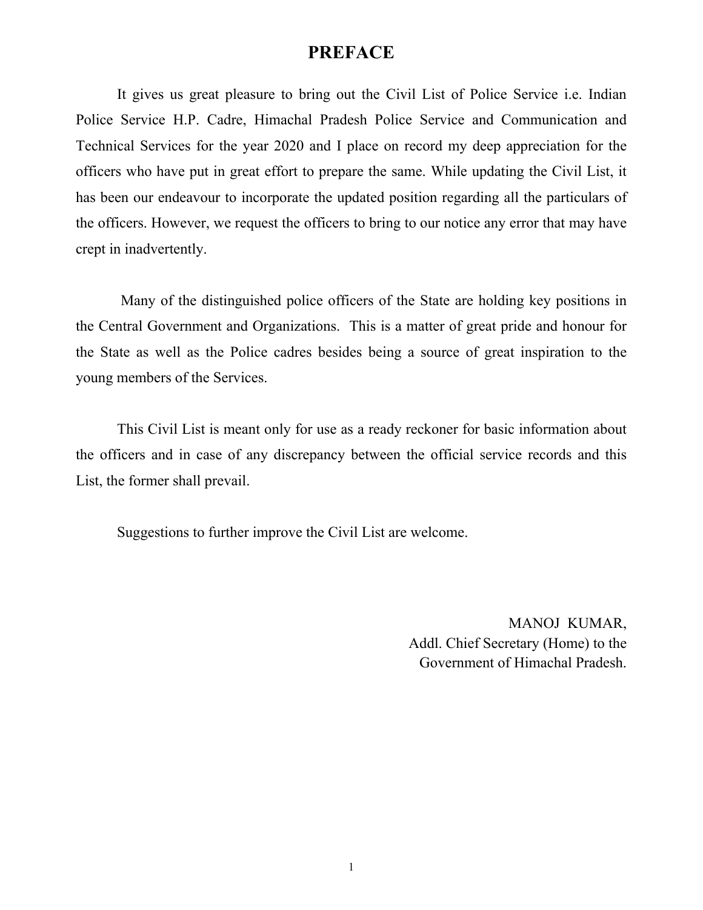# PREFACE

It gives us great pleasure to bring out the Civil List of Police Service i.e. Indian Police Service H.P. Cadre, Himachal Pradesh Police Service and Communication and Technical Services for the year 2020 and I place on record my deep appreciation for the officers who have put in great effort to prepare the same. While updating the Civil List, it has been our endeavour to incorporate the updated position regarding all the particulars of the officers. However, we request the officers to bring to our notice any error that may have crept in inadvertently.

Many of the distinguished police officers of the State are holding key positions in the Central Government and Organizations. This is a matter of great pride and honour for the State as well as the Police cadres besides being a source of great inspiration to the young members of the Services.

This Civil List is meant only for use as a ready reckoner for basic information about the officers and in case of any discrepancy between the official service records and this List, the former shall prevail.

Suggestions to further improve the Civil List are welcome.

MANOJ KUMAR,
Addl. Chief Secretary (Home) to the
Government of Himachal Pradesh.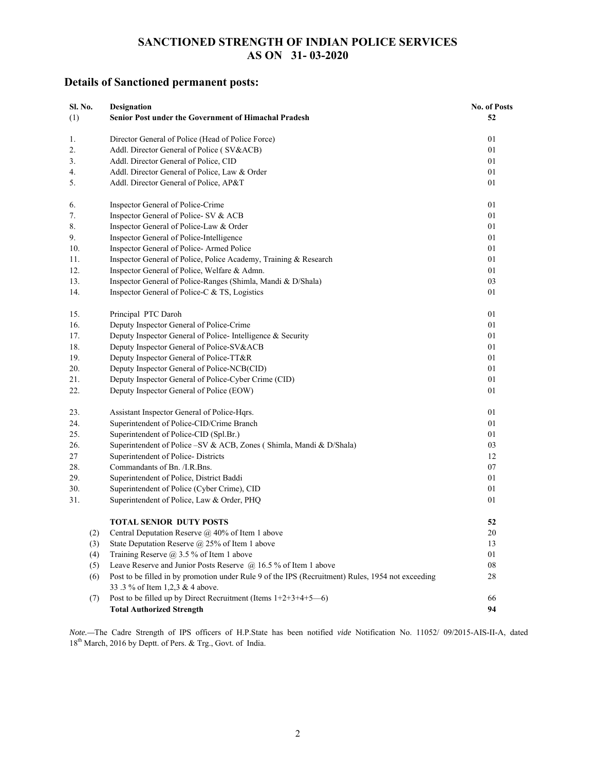# SANCTIONED STRENGTH OF INDIAN POLICE SERVICES
# AS ON 31- 03-2020

## Details of Sanctioned permanent posts:

| Sl. No. | Designation | No. of Posts |
|---|---|---|
| (1) | **Senior Post under the Government of Himachal Pradesh** | **52** |
| 1. | Director General of Police (Head of Police Force) | 01 |
| 2. | Addl. Director General of Police ( SV&ACB) | 01 |
| 3. | Addl. Director General of Police, CID | 01 |
| 4. | Addl. Director General of Police, Law & Order | 01 |
| 5. | Addl. Director General of Police, AP&T | 01 |
| 6. | Inspector General of Police-Crime | 01 |
| 7. | Inspector General of Police- SV & ACB | 01 |
| 8. | Inspector General of Police-Law & Order | 01 |
| 9. | Inspector General of Police-Intelligence | 01 |
| 10. | Inspector General of Police- Armed Police | 01 |
| 11. | Inspector General of Police, Police Academy, Training & Research | 01 |
| 12. | Inspector General of Police, Welfare & Admn. | 01 |
| 13. | Inspector General of Police-Ranges (Shimla, Mandi & D/Shala) | 03 |
| 14. | Inspector General of Police-C & TS, Logistics | 01 |
| 15. | Principal PTC Daroh | 01 |
| 16. | Deputy Inspector General of Police-Crime | 01 |
| 17. | Deputy Inspector General of Police- Intelligence & Security | 01 |
| 18. | Deputy Inspector General of Police-SV&ACB | 01 |
| 19. | Deputy Inspector General of Police-TT&R | 01 |
| 20. | Deputy Inspector General of Police-NCB(CID) | 01 |
| 21. | Deputy Inspector General of Police-Cyber Crime (CID) | 01 |
| 22. | Deputy Inspector General of Police (EOW) | 01 |
| 23. | Assistant Inspector General of Police-Hqrs. | 01 |
| 24. | Superintendent of Police-CID/Crime Branch | 01 |
| 25. | Superintendent of Police-CID (Spl.Br.) | 01 |
| 26. | Superintendent of Police –SV & ACB, Zones ( Shimla, Mandi & D/Shala) | 03 |
| 27 | Superintendent of Police- Districts | 12 |
| 28. | Commandants of Bn. /I.R.Bns. | 07 |
| 29. | Superintendent of Police, District Baddi | 01 |
| 30. | Superintendent of Police (Cyber Crime), CID | 01 |
| 31. | Superintendent of Police, Law & Order, PHQ | 01 |
| | **TOTAL SENIOR DUTY POSTS** | **52** |
| (2) | Central Deputation Reserve @ 40% of Item 1 above | 20 |
| (3) | State Deputation Reserve @ 25% of Item 1 above | 13 |
| (4) | Training Reserve @ 3.5 % of Item 1 above | 01 |
| (5) | Leave Reserve and Junior Posts Reserve @ 16.5 % of Item 1 above | 08 |
| (6) | Post to be filled in by promotion under Rule 9 of the IPS (Recruitment) Rules, 1954 not exceeding 33 .3 % of Item 1,2,3 & 4 above. | 28 |
| (7) | Post to be filled up by Direct Recruitment (Items 1+2+3+4+5—6) | 66 |
| | **Total Authorized Strength** | **94** |

*Note.*—The Cadre Strength of IPS officers of H.P.State has been notified *vide* Notification No. 11052/ 09/2015-AIS-II-A, dated 18th March, 2016 by Deptt. of Pers. & Trg., Govt. of India.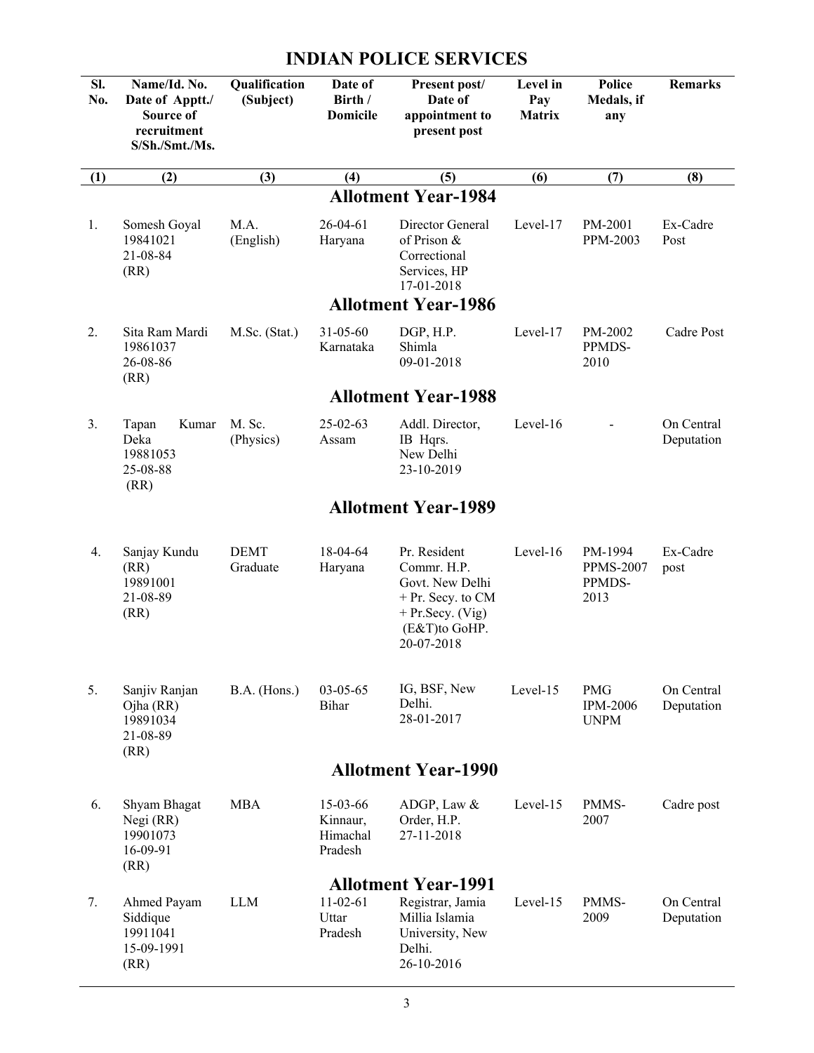# INDIAN POLICE SERVICES

| Sl. No. | Name/Id. No. Date of Apptt./ Source of recruitment S/Sh./Smt./Ms. | Qualification (Subject) | Date of Birth / Domicile | Present post/ Date of appointment to present post | Level in Pay Matrix | Police Medals, if any | Remarks |
|---|---|---|---|---|---|---|---|
| (1) | (2) | (3) | (4) | (5) | (6) | (7) | (8) |
| | | | | **Allotment Year-1984** | | | |
| 1. | Somesh Goyal 19841021 21-08-84 (RR) | M.A. (English) | 26-04-61 Haryana | Director General of Prison & Correctional Services, HP 17-01-2018 | Level-17 | PM-2001 PPM-2003 | Ex-Cadre Post |
| | | | | **Allotment Year-1986** | | | |
| 2. | Sita Ram Mardi 19861037 26-08-86 (RR) | M.Sc. (Stat.) | 31-05-60 Karnataka | DGP, H.P. Shimla 09-01-2018 | Level-17 | PM-2002 PPMDS-2010 | Cadre Post |
| | | | | **Allotment Year-1988** | | | |
| 3. | Tapan Kumar Deka 19881053 25-08-88 (RR) | M. Sc. (Physics) | 25-02-63 Assam | Addl. Director, IB Hqrs. New Delhi 23-10-2019 | Level-16 | - | On Central Deputation |
| | | | | **Allotment Year-1989** | | | |
| 4. | Sanjay Kundu (RR) 19891001 21-08-89 (RR) | DEMT Graduate | 18-04-64 Haryana | Pr. Resident Commr. H.P. Govt. New Delhi + Pr. Secy. to CM + Pr.Secy. (Vig) (E&T)to GoHP. 20-07-2018 | Level-16 | PM-1994 PPMS-2007 PPMDS-2013 | Ex-Cadre post |
| 5. | Sanjiv Ranjan Ojha (RR) 19891034 21-08-89 (RR) | B.A. (Hons.) | 03-05-65 Bihar | IG, BSF, New Delhi. 28-01-2017 | Level-15 | PMG IPM-2006 UNPM | On Central Deputation |
| | | | | **Allotment Year-1990** | | | |
| 6. | Shyam Bhagat Negi (RR) 19901073 16-09-91 (RR) | MBA | 15-03-66 Kinnaur, Himachal Pradesh | ADGP, Law & Order, H.P. 27-11-2018 | Level-15 | PMMS-2007 | Cadre post |
| | | | | **Allotment Year-1991** | | | |
| 7. | Ahmed Payam Siddique 19911041 15-09-1991 (RR) | LLM | 11-02-61 Uttar Pradesh | Registrar, Jamia Millia Islamia University, New Delhi. 26-10-2016 | Level-15 | PMMS-2009 | On Central Deputation |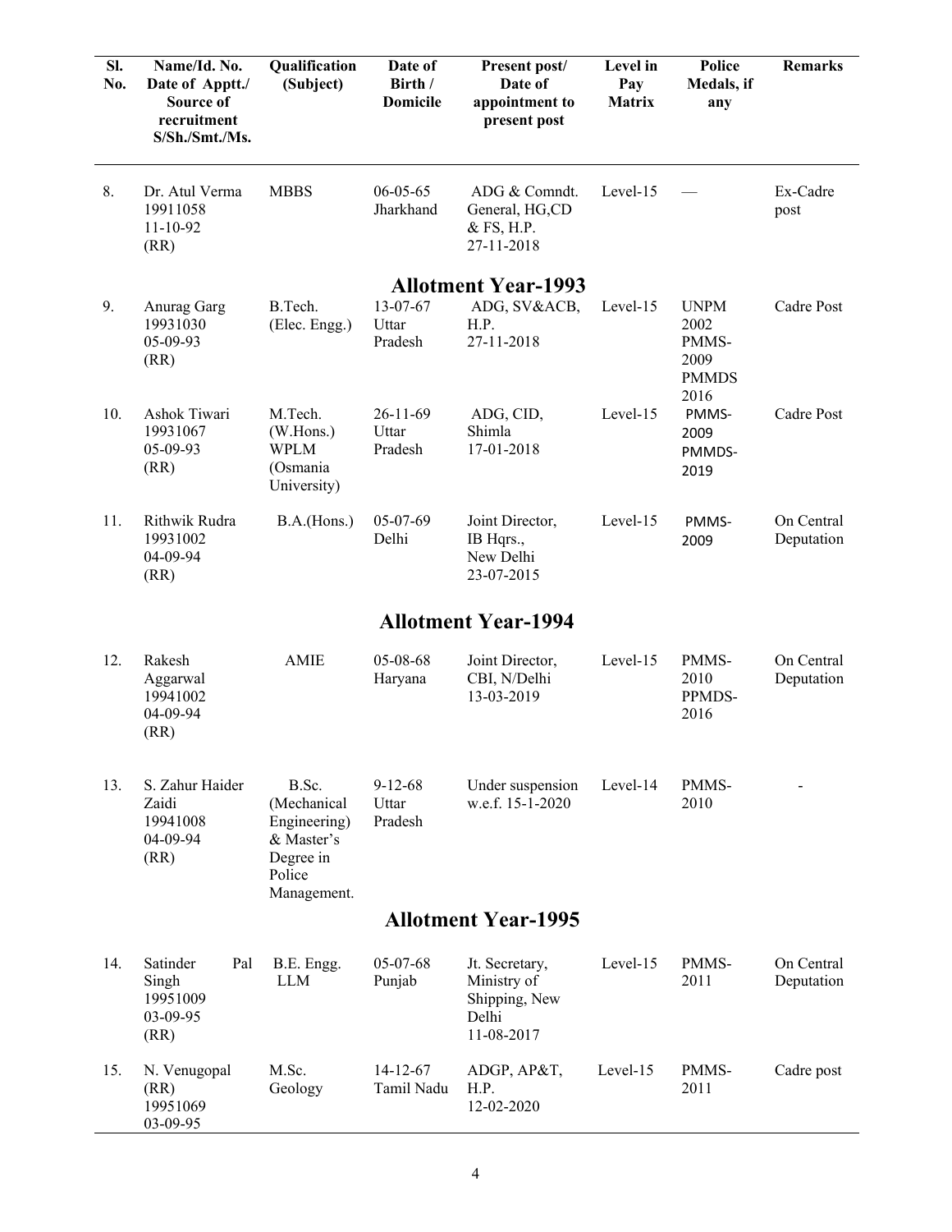| Sl. No. | Name/Id. No. Date of Apptt./ Source of recruitment S/Sh./Smt./Ms. | Qualification (Subject) | Date of Birth / Domicile | Present post/ Date of appointment to present post | Level in Pay Matrix | Police Medals, if any | Remarks |
|---|---|---|---|---|---|---|---|
| 8. | Dr. Atul Verma 19911058 11-10-92 (RR) | MBBS | 06-05-65 Jharkhand | ADG & Comndt. General, HG,CD & FS, H.P. 27-11-2018 | Level-15 | — | Ex-Cadre post |
| | | | | **Allotment Year-1993** | | | |
| 9. | Anurag Garg 19931030 05-09-93 (RR) | B.Tech. (Elec. Engg.) | 13-07-67 Uttar Pradesh | ADG, SV&ACB, H.P. 27-11-2018 | Level-15 | UNPM 2002 PMMS-2009 PMMDS 2016 | Cadre Post |
| 10. | Ashok Tiwari 19931067 05-09-93 (RR) | M.Tech. (W.Hons.) WPLM (Osmania University) | 26-11-69 Uttar Pradesh | ADG, CID, Shimla 17-01-2018 | Level-15 | PMMS-2009 PMMDS-2019 | Cadre Post |
| 11. | Rithwik Rudra 19931002 04-09-94 (RR) | B.A.(Hons.) | 05-07-69 Delhi | Joint Director, IB Hqrs., New Delhi 23-07-2015 | Level-15 | PMMS-2009 | On Central Deputation |
| | | | | **Allotment Year-1994** | | | |
| 12. | Rakesh Aggarwal 19941002 04-09-94 (RR) | AMIE | 05-08-68 Haryana | Joint Director, CBI, N/Delhi 13-03-2019 | Level-15 | PMMS-2010 PPMDS-2016 | On Central Deputation |
| 13. | S. Zahur Haider Zaidi 19941008 04-09-94 (RR) | B.Sc. (Mechanical Engineering) & Master's Degree in Police Management. | 9-12-68 Uttar Pradesh | Under suspension w.e.f. 15-1-2020 | Level-14 | PMMS-2010 | - |
| | | | | **Allotment Year-1995** | | | |
| 14. | Satinder Pal Singh 19951009 03-09-95 (RR) | B.E. Engg. LLM | 05-07-68 Punjab | Jt. Secretary, Ministry of Shipping, New Delhi 11-08-2017 | Level-15 | PMMS-2011 | On Central Deputation |
| 15. | N. Venugopal (RR) 19951069 03-09-95 | M.Sc. Geology | 14-12-67 Tamil Nadu | ADGP, AP&T, H.P. 12-02-2020 | Level-15 | PMMS-2011 | Cadre post |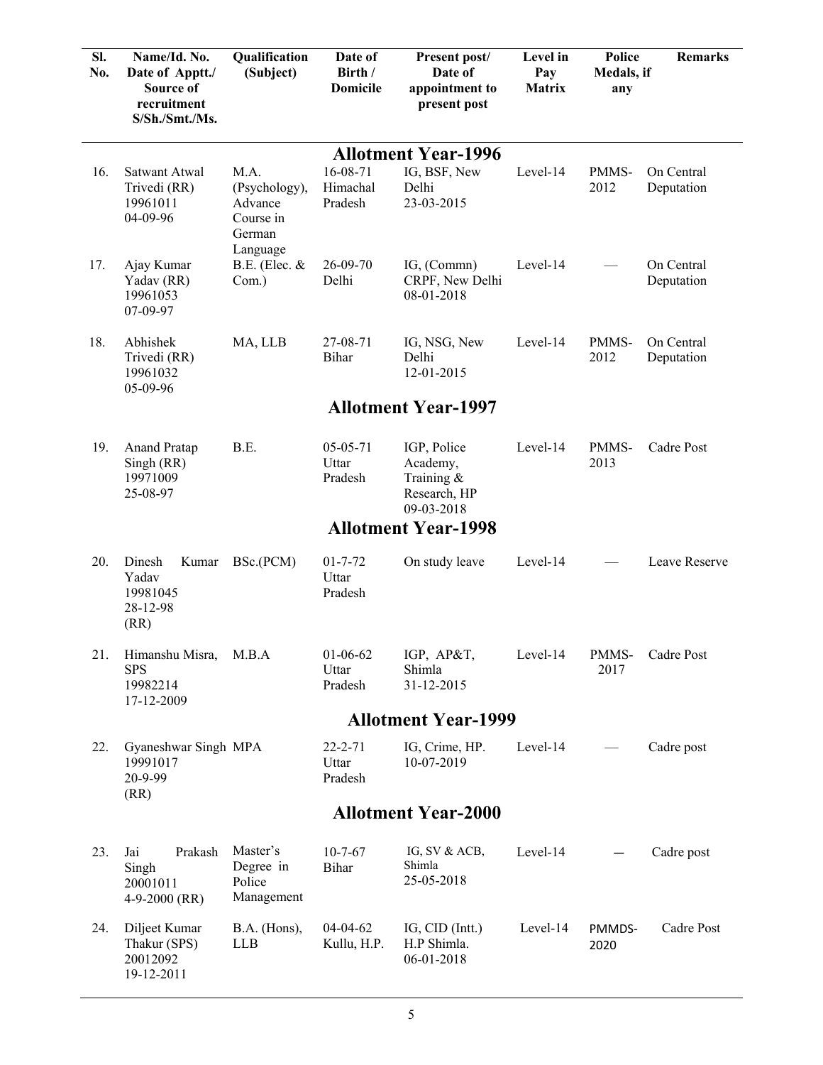| Sl. No. | Name/Id. No. Date of Apptt./ Source of recruitment S/Sh./Smt./Ms. | Qualification (Subject) | Date of Birth / Domicile | Present post/ Date of appointment to present post | Level in Pay Matrix | Police Medals, if any | Remarks |
|---|---|---|---|---|---|---|---|
| | | | | **Allotment Year-1996** | | | |
| 16. | Satwant Atwal Trivedi (RR) 19961011 04-09-96 | M.A. (Psychology), Advance Course in German Language | 16-08-71 Himachal Pradesh | IG, BSF, New Delhi 23-03-2015 | Level-14 | PMMS-2012 | On Central Deputation |
| 17. | Ajay Kumar Yadav (RR) 19961053 07-09-97 | B.E. (Elec. & Com.) | 26-09-70 Delhi | IG, (Commn) CRPF, New Delhi 08-01-2018 | Level-14 | — | On Central Deputation |
| 18. | Abhishek Trivedi (RR) 19961032 05-09-96 | MA, LLB | 27-08-71 Bihar | IG, NSG, New Delhi 12-01-2015 | Level-14 | PMMS-2012 | On Central Deputation |
| | | | | **Allotment Year-1997** | | | |
| 19. | Anand Pratap Singh (RR) 19971009 25-08-97 | B.E. | 05-05-71 Uttar Pradesh | IGP, Police Academy, Training & Research, HP 09-03-2018 | Level-14 | PMMS-2013 | Cadre Post |
| | | | | **Allotment Year-1998** | | | |
| 20. | Dinesh Kumar Yadav 19981045 28-12-98 (RR) | BSc.(PCM) | 01-7-72 Uttar Pradesh | On study leave | Level-14 | — | Leave Reserve |
| 21. | Himanshu Misra, SPS 19982214 17-12-2009 | M.B.A | 01-06-62 Uttar Pradesh | IGP, AP&T, Shimla 31-12-2015 | Level-14 | PMMS-2017 | Cadre Post |
| | | | | **Allotment Year-1999** | | | |
| 22. | Gyaneshwar Singh 19991017 20-9-99 (RR) | MPA | 22-2-71 Uttar Pradesh | IG, Crime, HP. 10-07-2019 | Level-14 | — | Cadre post |
| | | | | **Allotment Year-2000** | | | |
| 23. | Jai Prakash Singh 20001011 4-9-2000 (RR) | Master's Degree in Police Management | 10-7-67 Bihar | IG, SV & ACB, Shimla 25-05-2018 | Level-14 | — | Cadre post |
| 24. | Diljeet Kumar Thakur (SPS) 20012092 19-12-2011 | B.A. (Hons), LLB | 04-04-62 Kullu, H.P. | IG, CID (Intt.) H.P Shimla. 06-01-2018 | Level-14 | PMMDS-2020 | Cadre Post |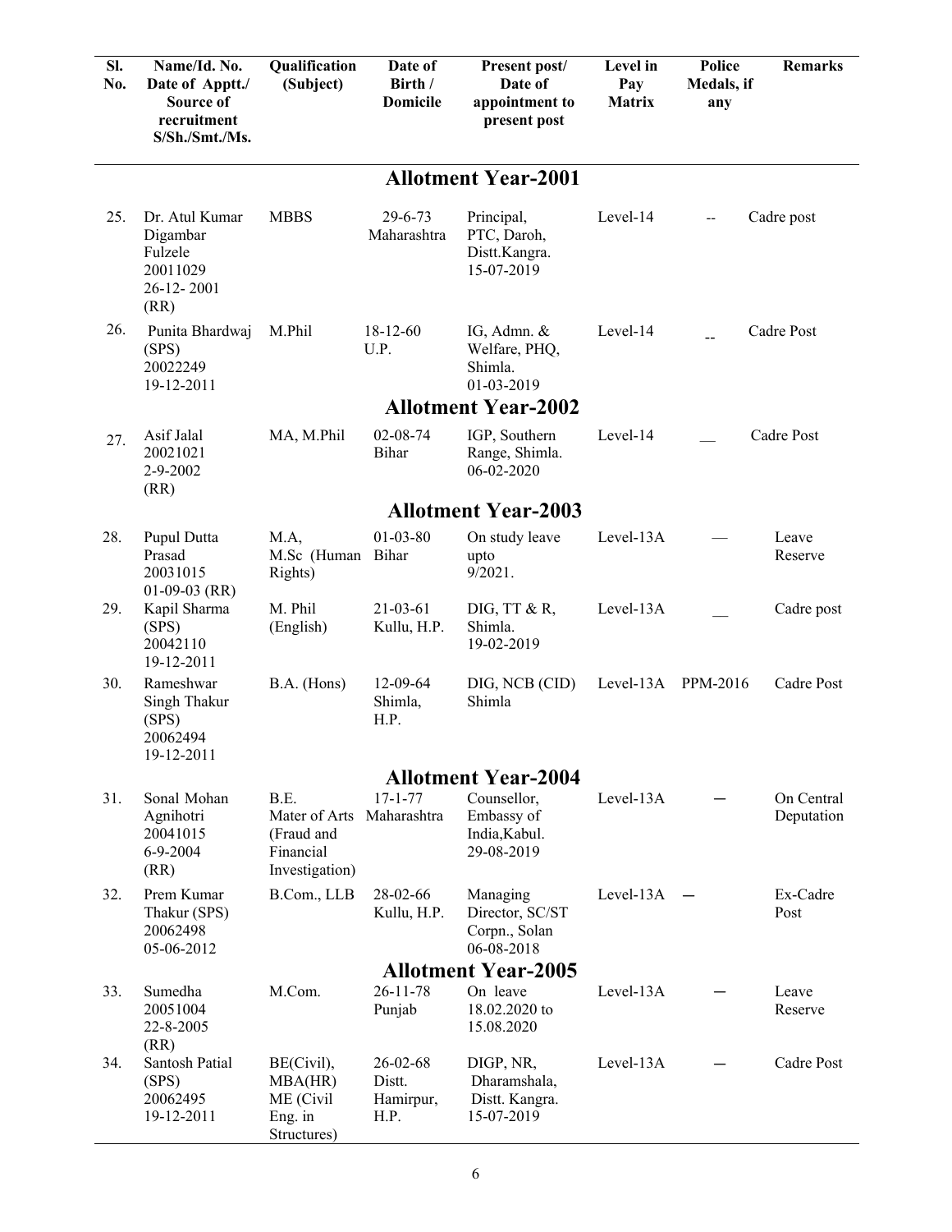| Sl. No. | Name/Id. No. Date of Apptt./ Source of recruitment S/Sh./Smt./Ms. | Qualification (Subject) | Date of Birth / Domicile | Present post/ Date of appointment to present post | Level in Pay Matrix | Police Medals, if any | Remarks |
|---|---|---|---|---|---|---|---|
| | | | **Allotment Year-2001** | | | | |
| 25. | Dr. Atul Kumar Digambar Fulzele 20011029 26-12- 2001 (RR) | MBBS | 29-6-73 Maharashtra | Principal, PTC, Daroh, Distt.Kangra. 15-07-2019 | Level-14 | -- | Cadre post |
| 26. | Punita Bhardwaj (SPS) 20022249 19-12-2011 | M.Phil | 18-12-60 U.P. | IG, Admn. & Welfare, PHQ, Shimla. 01-03-2019 | Level-14 | -- | Cadre Post |
| | | | **Allotment Year-2002** | | | | |
| 27. | Asif Jalal 20021021 2-9-2002 (RR) | MA, M.Phil | 02-08-74 Bihar | IGP, Southern Range, Shimla. 06-02-2020 | Level-14 | __ | Cadre Post |
| | | | **Allotment Year-2003** | | | | |
| 28. | Pupul Dutta Prasad 20031015 01-09-03 (RR) | M.A, M.Sc (Human Rights) | 01-03-80 Bihar | On study leave upto 9/2021. | Level-13A | — | Leave Reserve |
| 29. | Kapil Sharma (SPS) 20042110 19-12-2011 | M. Phil (English) | 21-03-61 Kullu, H.P. | DIG, TT & R, Shimla. 19-02-2019 | Level-13A | __ | Cadre post |
| 30. | Rameshwar Singh Thakur (SPS) 20062494 19-12-2011 | B.A. (Hons) | 12-09-64 Shimla, H.P. | DIG, NCB (CID) Shimla | Level-13A | PPM-2016 | Cadre Post |
| | | | **Allotment Year-2004** | | | | |
| 31. | Sonal Mohan Agnihotri 20041015 6-9-2004 (RR) | B.E. Mater of Arts (Fraud and Financial Investigation) | 17-1-77 Maharashtra | Counsellor, Embassy of India,Kabul. 29-08-2019 | Level-13A | — | On Central Deputation |
| 32. | Prem Kumar Thakur (SPS) 20062498 05-06-2012 | B.Com., LLB | 28-02-66 Kullu, H.P. | Managing Director, SC/ST Corpn., Solan 06-08-2018 | Level-13A | — | Ex-Cadre Post |
| | | | **Allotment Year-2005** | | | | |
| 33. | Sumedha 20051004 22-8-2005 (RR) | M.Com. | 26-11-78 Punjab | On leave 18.02.2020 to 15.08.2020 | Level-13A | — | Leave Reserve |
| 34. | Santosh Patial (SPS) 20062495 19-12-2011 | BE(Civil), MBA(HR) ME (Civil Eng. in Structures) | 26-02-68 Distt. Hamirpur, H.P. | DIGP, NR, Dharamshala, Distt. Kangra. 15-07-2019 | Level-13A | — | Cadre Post |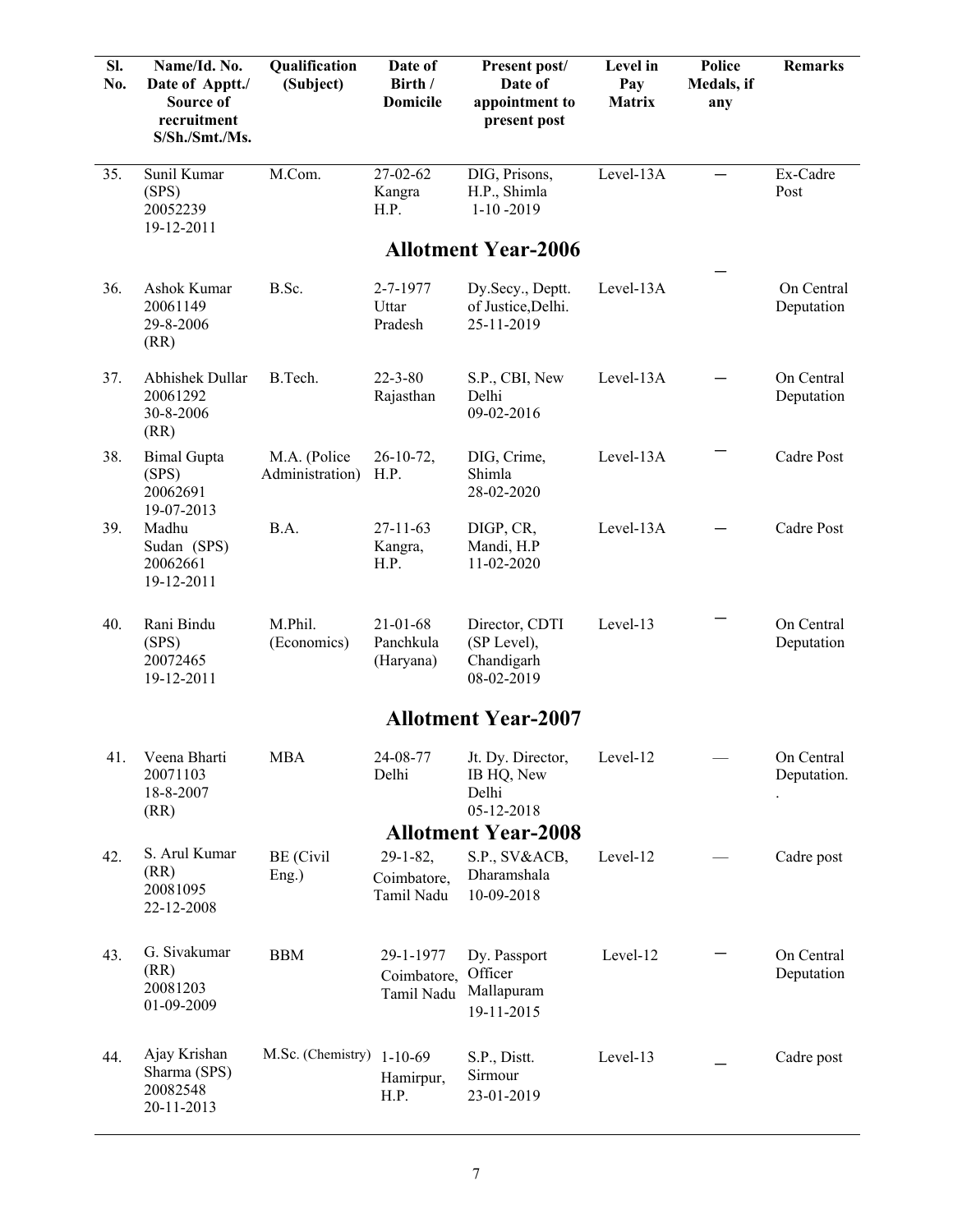| Sl. No. | Name/Id. No. Date of Apptt./ Source of recruitment S/Sh./Smt./Ms. | Qualification (Subject) | Date of Birth / Domicile | Present post/ Date of appointment to present post | Level in Pay Matrix | Police Medals, if any | Remarks |
|---|---|---|---|---|---|---|---|
| 35. | Sunil Kumar (SPS) 20052239 19-12-2011 | M.Com. | 27-02-62 Kangra H.P. | DIG, Prisons, H.P., Shimla 1-10 -2019 | Level-13A | – | Ex-Cadre Post |
| | | | | **Allotment Year-2006** | | | |
| 36. | Ashok Kumar 20061149 29-8-2006 (RR) | B.Sc. | 2-7-1977 Uttar Pradesh | Dy.Secy., Deptt. of Justice,Delhi. 25-11-2019 | Level-13A | – | On Central Deputation |
| 37. | Abhishek Dullar 20061292 30-8-2006 (RR) | B.Tech. | 22-3-80 Rajasthan | S.P., CBI, New Delhi 09-02-2016 | Level-13A | – | On Central Deputation |
| 38. | Bimal Gupta (SPS) 20062691 19-07-2013 | M.A. (Police Administration) | 26-10-72, H.P. | DIG, Crime, Shimla 28-02-2020 | Level-13A | – | Cadre Post |
| 39. | Madhu Sudan (SPS) 20062661 19-12-2011 | B.A. | 27-11-63 Kangra, H.P. | DIGP, CR, Mandi, H.P 11-02-2020 | Level-13A | – | Cadre Post |
| 40. | Rani Bindu (SPS) 20072465 19-12-2011 | M.Phil. (Economics) | 21-01-68 Panchkula (Haryana) | Director, CDTI (SP Level), Chandigarh 08-02-2019 | Level-13 | – | On Central Deputation |
| | | | | **Allotment Year-2007** | | | |
| 41. | Veena Bharti 20071103 18-8-2007 (RR) | MBA | 24-08-77 Delhi | Jt. Dy. Director, IB HQ, New Delhi 05-12-2018 | Level-12 | — | On Central Deputation. . |
| | | | | **Allotment Year-2008** | | | |
| 42. | S. Arul Kumar (RR) 20081095 22-12-2008 | BE (Civil Eng.) | 29-1-82, Coimbatore, Tamil Nadu | S.P., SV&ACB, Dharamshala 10-09-2018 | Level-12 | — | Cadre post |
| 43. | G. Sivakumar (RR) 20081203 01-09-2009 | BBM | 29-1-1977 Coimbatore, Tamil Nadu | Dy. Passport Officer Mallapuram 19-11-2015 | Level-12 | – | On Central Deputation |
| 44. | Ajay Krishan Sharma (SPS) 20082548 20-11-2013 | M.Sc. (Chemistry) | 1-10-69 Hamirpur, H.P. | S.P., Distt. Sirmour 23-01-2019 | Level-13 | _ | Cadre post |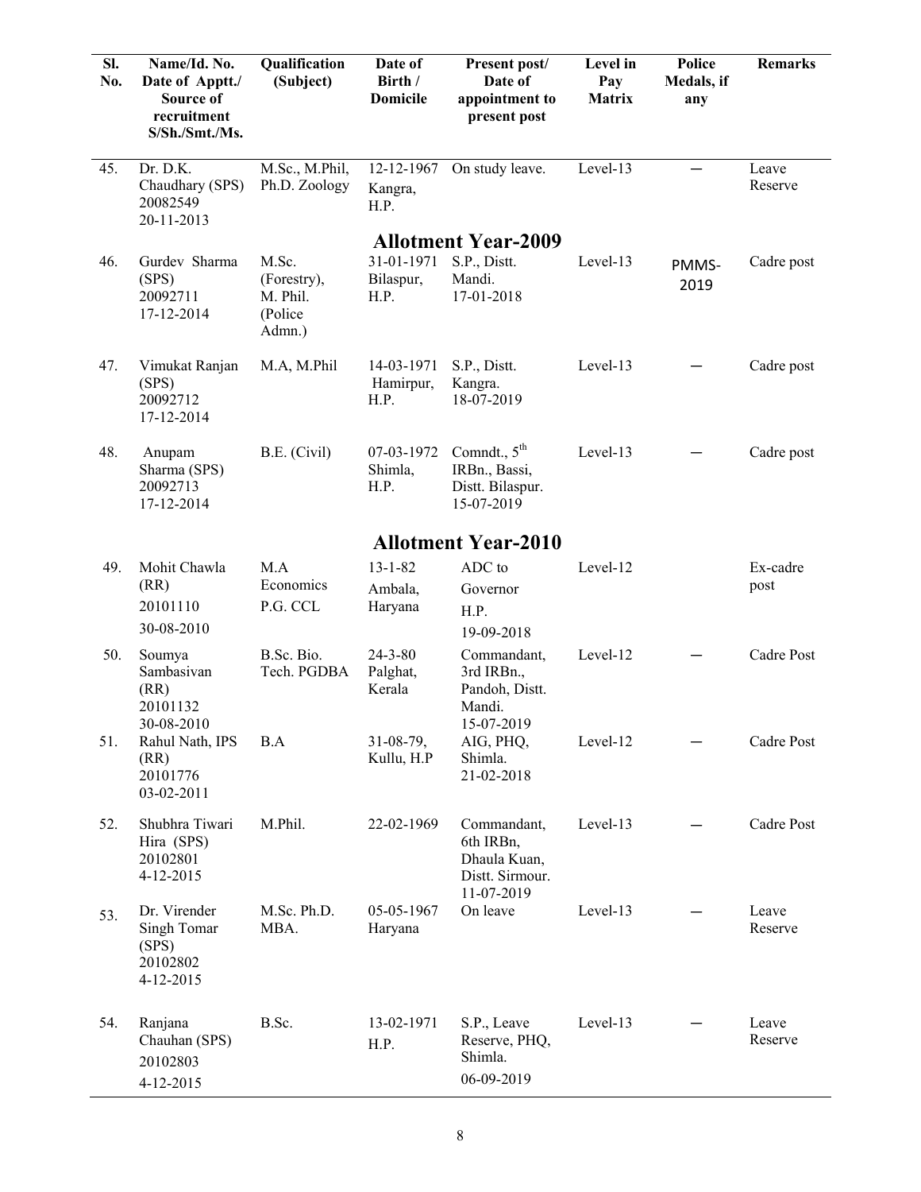| Sl. No. | Name/Id. No. Date of Apptt./ Source of recruitment S/Sh./Smt./Ms. | Qualification (Subject) | Date of Birth / Domicile | Present post/ Date of appointment to present post | Level in Pay Matrix | Police Medals, if any | Remarks |
|---|---|---|---|---|---|---|---|
| 45. | Dr. D.K. Chaudhary (SPS) 20082549 20-11-2013 | M.Sc., M.Phil, Ph.D. Zoology | 12-12-1967 Kangra, H.P. | On study leave. | Level-13 | — | Leave Reserve |
| | | | | **Allotment Year-2009** | | | |
| 46. | Gurdev Sharma (SPS) 20092711 17-12-2014 | M.Sc. (Forestry), M. Phil. (Police Admn.) | 31-01-1971 Bilaspur, H.P. | S.P., Distt. Mandi. 17-01-2018 | Level-13 | PMMS-2019 | Cadre post |
| 47. | Vimukat Ranjan (SPS) 20092712 17-12-2014 | M.A, M.Phil | 14-03-1971 Hamirpur, H.P. | S.P., Distt. Kangra. 18-07-2019 | Level-13 | — | Cadre post |
| 48. | Anupam Sharma (SPS) 20092713 17-12-2014 | B.E. (Civil) | 07-03-1972 Shimla, H.P. | Comndt., 5th IRBn., Bassi, Distt. Bilaspur. 15-07-2019 | Level-13 | — | Cadre post |
| | | | | **Allotment Year-2010** | | | |
| 49. | Mohit Chawla (RR) 20101110 30-08-2010 | M.A Economics P.G. CCL | 13-1-82 Ambala, Haryana | ADC to Governor H.P. 19-09-2018 | Level-12 | | Ex-cadre post |
| 50. | Soumya Sambasivan (RR) 20101132 30-08-2010 | B.Sc. Bio. Tech. PGDBA | 24-3-80 Palghat, Kerala | Commandant, 3rd IRBn., Pandoh, Distt. Mandi. 15-07-2019 | Level-12 | — | Cadre Post |
| 51. | Rahul Nath, IPS (RR) 20101776 03-02-2011 | B.A | 31-08-79, Kullu, H.P | AIG, PHQ, Shimla. 21-02-2018 | Level-12 | — | Cadre Post |
| 52. | Shubhra Tiwari Hira (SPS) 20102801 4-12-2015 | M.Phil. | 22-02-1969 | Commandant, 6th IRBn, Dhaula Kuan, Distt. Sirmour. 11-07-2019 | Level-13 | — | Cadre Post |
| 53. | Dr. Virender Singh Tomar (SPS) 20102802 4-12-2015 | M.Sc. Ph.D. MBA. | 05-05-1967 Haryana | On leave | Level-13 | — | Leave Reserve |
| 54. | Ranjana Chauhan (SPS) 20102803 4-12-2015 | B.Sc. | 13-02-1971 H.P. | S.P., Leave Reserve, PHQ, Shimla. 06-09-2019 | Level-13 | — | Leave Reserve |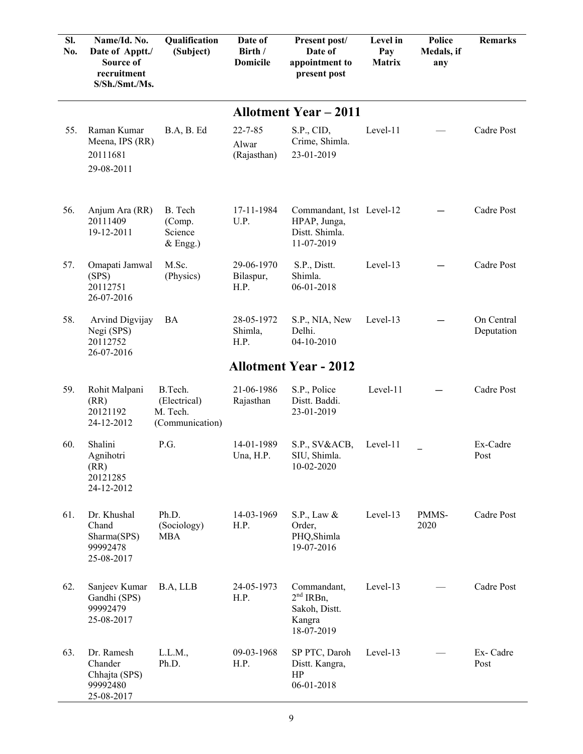| Sl. No. | Name/Id. No. Date of Apptt./ Source of recruitment S/Sh./Smt./Ms. | Qualification (Subject) | Date of Birth / Domicile | Present post/ Date of appointment to present post | Level in Pay Matrix | Police Medals, if any | Remarks |
|---|---|---|---|---|---|---|---|
| | | | **Allotment Year – 2011** | | | | |
| 55. | Raman Kumar Meena, IPS (RR) 20111681 29-08-2011 | B.A, B. Ed | 22-7-85 Alwar (Rajasthan) | S.P., CID, Crime, Shimla. 23-01-2019 | Level-11 | — | Cadre Post |
| 56. | Anjum Ara (RR) 20111409 19-12-2011 | B. Tech (Comp. Science & Engg.) | 17-11-1984 U.P. | Commandant, 1st HPAP, Junga, Distt. Shimla. 11-07-2019 | Level-12 | — | Cadre Post |
| 57. | Omapati Jamwal (SPS) 20112751 26-07-2016 | M.Sc. (Physics) | 29-06-1970 Bilaspur, H.P. | S.P., Distt. Shimla. 06-01-2018 | Level-13 | — | Cadre Post |
| 58. | Arvind Digvijay Negi (SPS) 20112752 26-07-2016 | BA | 28-05-1972 Shimla, H.P. | S.P., NIA, New Delhi. 04-10-2010 | Level-13 | — | On Central Deputation |
| | | | **Allotment Year - 2012** | | | | |
| 59. | Rohit Malpani (RR) 20121192 24-12-2012 | B.Tech. (Electrical) M. Tech. (Communication) | 21-06-1986 Rajasthan | S.P., Police Distt. Baddi. 23-01-2019 | Level-11 | — | Cadre Post |
| 60. | Shalini Agnihotri (RR) 20121285 24-12-2012 | P.G. | 14-01-1989 Una, H.P. | S.P., SV&ACB, SIU, Shimla. 10-02-2020 | Level-11 | _ | Ex-Cadre Post |
| 61. | Dr. Khushal Chand Sharma(SPS) 99992478 25-08-2017 | Ph.D. (Sociology) MBA | 14-03-1969 H.P. | S.P., Law & Order, PHQ,Shimla 19-07-2016 | Level-13 | PMMS-2020 | Cadre Post |
| 62. | Sanjeev Kumar Gandhi (SPS) 99992479 25-08-2017 | B.A, LLB | 24-05-1973 H.P. | Commandant, 2nd IRBn, Sakoh, Distt. Kangra 18-07-2019 | Level-13 | — | Cadre Post |
| 63. | Dr. Ramesh Chander Chhajta (SPS) 99992480 25-08-2017 | L.L.M., Ph.D. | 09-03-1968 H.P. | SP PTC, Daroh Distt. Kangra, HP 06-01-2018 | Level-13 | — | Ex- Cadre Post |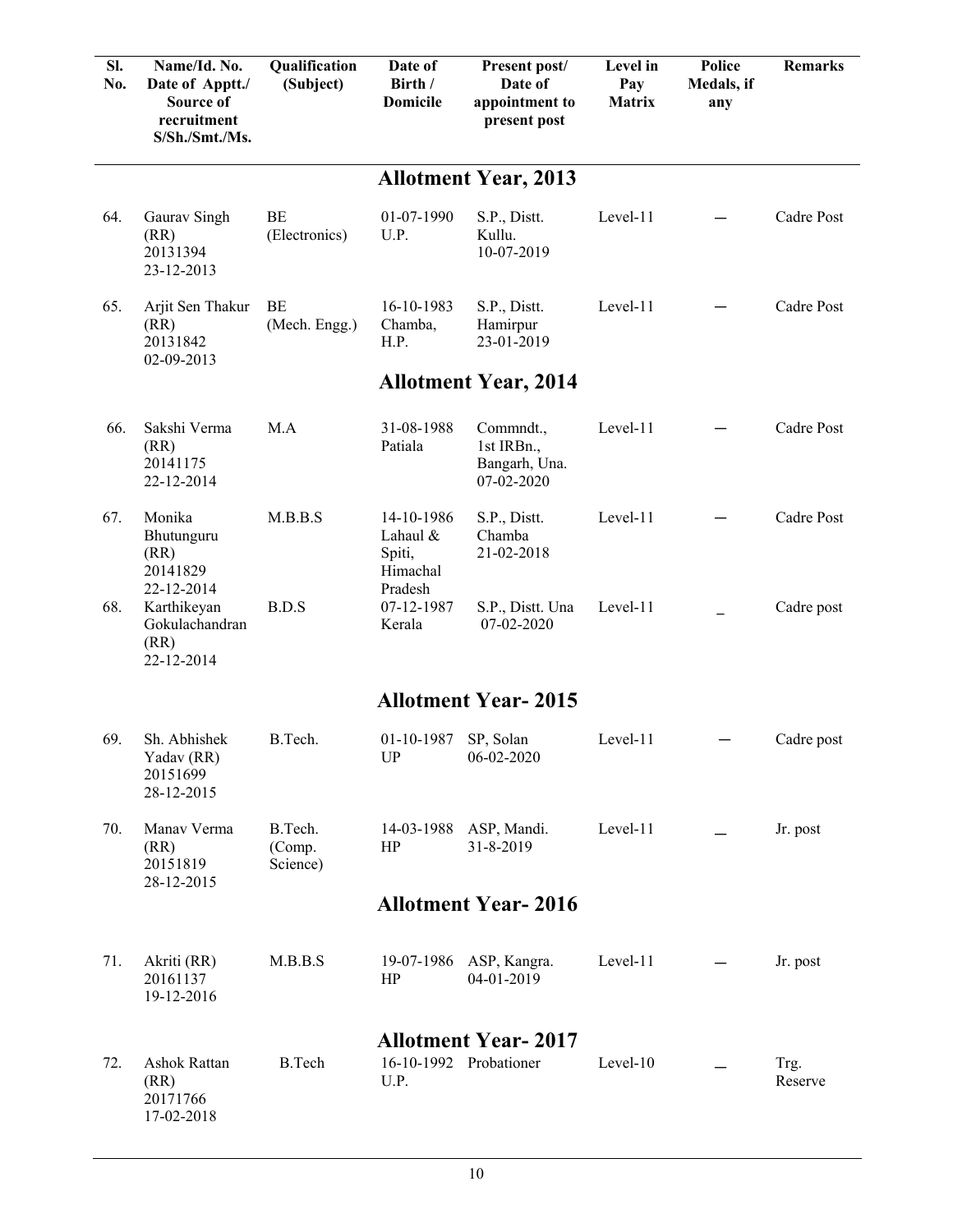| Sl. No. | Name/Id. No. Date of Apptt./ Source of recruitment S/Sh./Smt./Ms. | Qualification (Subject) | Date of Birth / Domicile | Present post/ Date of appointment to present post | Level in Pay Matrix | Police Medals, if any | Remarks |
|---|---|---|---|---|---|---|---|
| | | | **Allotment Year, 2013** | | | | |
| 64. | Gaurav Singh (RR) 20131394 23-12-2013 | BE (Electronics) | 01-07-1990 U.P. | S.P., Distt. Kullu. 10-07-2019 | Level-11 | — | Cadre Post |
| 65. | Arjit Sen Thakur (RR) 20131842 02-09-2013 | BE (Mech. Engg.) | 16-10-1983 Chamba, H.P. | S.P., Distt. Hamirpur 23-01-2019 | Level-11 | — | Cadre Post |
| | | | **Allotment Year, 2014** | | | | |
| 66. | Sakshi Verma (RR) 20141175 22-12-2014 | M.A | 31-08-1988 Patiala | Commndt., 1st IRBn., Bangarh, Una. 07-02-2020 | Level-11 | — | Cadre Post |
| 67. | Monika Bhutunguru (RR) 20141829 22-12-2014 | M.B.B.S | 14-10-1986 Lahaul & Spiti, Himachal Pradesh | S.P., Distt. Chamba 21-02-2018 | Level-11 | — | Cadre Post |
| 68. | Karthikeyan Gokulachandran (RR) 22-12-2014 | B.D.S | 07-12-1987 Kerala | S.P., Distt. Una 07-02-2020 | Level-11 | _ | Cadre post |
| | | | **Allotment Year- 2015** | | | | |
| 69. | Sh. Abhishek Yadav (RR) 20151699 28-12-2015 | B.Tech. | 01-10-1987 UP | SP, Solan 06-02-2020 | Level-11 | — | Cadre post |
| 70. | Manav Verma (RR) 20151819 28-12-2015 | B.Tech. (Comp. Science) | 14-03-1988 HP | ASP, Mandi. 31-8-2019 | Level-11 | _ | Jr. post |
| | | | **Allotment Year- 2016** | | | | |
| 71. | Akriti (RR) 20161137 19-12-2016 | M.B.B.S | 19-07-1986 HP | ASP, Kangra. 04-01-2019 | Level-11 | — | Jr. post |
| | | | **Allotment Year- 2017** | | | | |
| 72. | Ashok Rattan (RR) 20171766 17-02-2018 | B.Tech | 16-10-1992 U.P. | Probationer | Level-10 | _ | Trg. Reserve |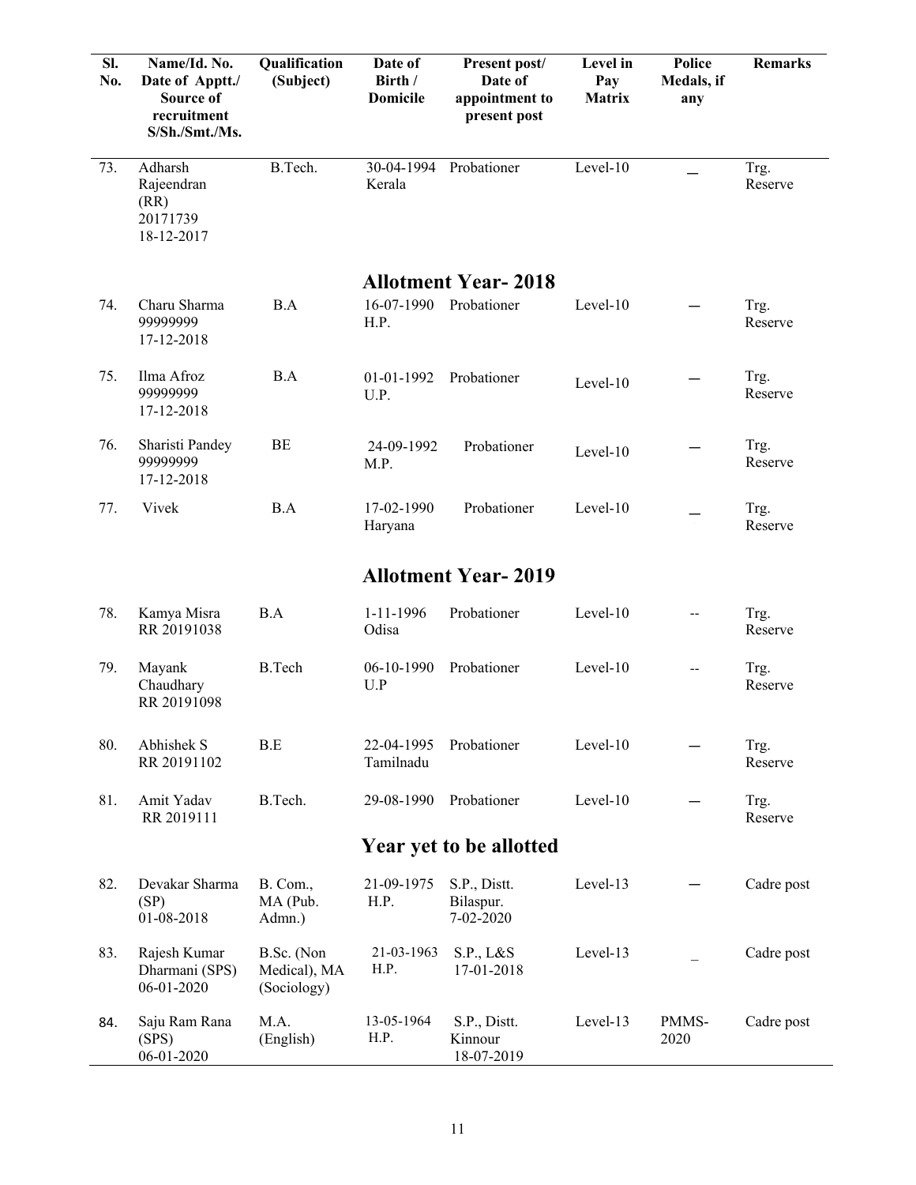| Sl. No. | Name/Id. No. Date of Apptt./ Source of recruitment S/Sh./Smt./Ms. | Qualification (Subject) | Date of Birth / Domicile | Present post/ Date of appointment to present post | Level in Pay Matrix | Police Medals, if any | Remarks |
|---|---|---|---|---|---|---|---|
| 73. | Adharsh Rajeendran (RR) 20171739 18-12-2017 | B.Tech. | 30-04-1994 Kerala | Probationer | Level-10 | — | Trg. Reserve |
| | | | **Allotment Year- 2018** | | | | |
| 74. | Charu Sharma 99999999 17-12-2018 | B.A | 16-07-1990 H.P. | Probationer | Level-10 | — | Trg. Reserve |
| 75. | Ilma Afroz 99999999 17-12-2018 | B.A | 01-01-1992 U.P. | Probationer | Level-10 | — | Trg. Reserve |
| 76. | Sharisti Pandey 99999999 17-12-2018 | BE | 24-09-1992 M.P. | Probationer | Level-10 | — | Trg. Reserve |
| 77. | Vivek | B.A | 17-02-1990 Haryana | Probationer | Level-10 | — | Trg. Reserve |
| | | | **Allotment Year- 2019** | | | | |
| 78. | Kamya Misra RR 20191038 | B.A | 1-11-1996 Odisa | Probationer | Level-10 | -- | Trg. Reserve |
| 79. | Mayank Chaudhary RR 20191098 | B.Tech | 06-10-1990 U.P | Probationer | Level-10 | -- | Trg. Reserve |
| 80. | Abhishek S RR 20191102 | B.E | 22-04-1995 Tamilnadu | Probationer | Level-10 | — | Trg. Reserve |
| 81. | Amit Yadav RR 2019111 | B.Tech. | 29-08-1990 | Probationer | Level-10 | — | Trg. Reserve |
| | | | **Year yet to be allotted** | | | | |
| 82. | Devakar Sharma (SP) 01-08-2018 | B. Com., MA (Pub. Admn.) | 21-09-1975 H.P. | S.P., Distt. Bilaspur. 7-02-2020 | Level-13 | — | Cadre post |
| 83. | Rajesh Kumar Dharmani (SPS) 06-01-2020 | B.Sc. (Non Medical), MA (Sociology) | 21-03-1963 H.P. | S.P., L&S 17-01-2018 | Level-13 | _ | Cadre post |
| 84. | Saju Ram Rana (SPS) 06-01-2020 | M.A. (English) | 13-05-1964 H.P. | S.P., Distt. Kinnour 18-07-2019 | Level-13 | PMMS-2020 | Cadre post |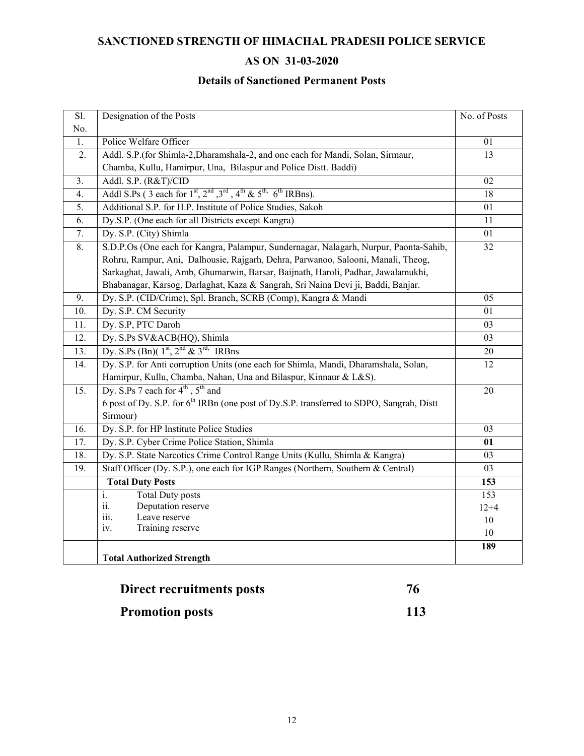# SANCTIONED STRENGTH OF HIMACHAL PRADESH POLICE SERVICE

## AS ON 31-03-2020

### Details of Sanctioned Permanent Posts

| Sl. No. | Designation of the Posts | No. of Posts |
|---|---|---|
| 1. | Police Welfare Officer | 01 |
| 2. | Addl. S.P.(for Shimla-2,Dharamshala-2, and one each for Mandi, Solan, Sirmaur, Chamba, Kullu, Hamirpur, Una, Bilaspur and Police Distt. Baddi) | 13 |
| 3. | Addl. S.P. (R&T)/CID | 02 |
| 4. | Addl S.Ps ( 3 each for 1st, 2nd ,3rd , 4th & 5th, 6th IRBns). | 18 |
| 5. | Additional S.P. for H.P. Institute of Police Studies, Sakoh | 01 |
| 6. | Dy.S.P. (One each for all Districts except Kangra) | 11 |
| 7. | Dy. S.P. (City) Shimla | 01 |
| 8. | S.D.P.Os (One each for Kangra, Palampur, Sundernagar, Nalagarh, Nurpur, Paonta-Sahib, Rohru, Rampur, Ani, Dalhousie, Rajgarh, Dehra, Parwanoo, Salooni, Manali, Theog, Sarkaghat, Jawali, Amb, Ghumarwin, Barsar, Baijnath, Haroli, Padhar, Jawalamukhi, Bhabanagar, Karsog, Darlaghat, Kaza & Sangrah, Sri Naina Devi ji, Baddi, Banjar. | 32 |
| 9. | Dy. S.P. (CID/Crime), Spl. Branch, SCRB (Comp), Kangra & Mandi | 05 |
| 10. | Dy. S.P. CM Security | 01 |
| 11. | Dy. S.P, PTC Daroh | 03 |
| 12. | Dy. S.Ps SV&ACB(HQ), Shimla | 03 |
| 13. | Dy. S.Ps (Bn)( 1st, 2nd & 3rd, IRBns | 20 |
| 14. | Dy. S.P. for Anti corruption Units (one each for Shimla, Mandi, Dharamshala, Solan, Hamirpur, Kullu, Chamba, Nahan, Una and Bilaspur, Kinnaur & L&S). | 12 |
| 15. | Dy. S.Ps 7 each for 4th , 5th and 6 post of Dy. S.P. for 6th IRBn (one post of Dy.S.P. transferred to SDPO, Sangrah, Distt Sirmour) | 20 |
| 16. | Dy. S.P. for HP Institute Police Studies | 03 |
| 17. | Dy. S.P. Cyber Crime Police Station, Shimla | **01** |
| 18. | Dy. S.P. State Narcotics Crime Control Range Units (Kullu, Shimla & Kangra) | 03 |
| 19. | Staff Officer (Dy. S.P.), one each for IGP Ranges (Northern, Southern & Central) | 03 |
| | **Total Duty Posts** | **153** |
| | i. Total Duty posts<br>ii. Deputation reserve<br>iii. Leave reserve<br>iv. Training reserve | 153<br>12+4<br>10<br>10 |
| | **Total Authorized Strength** | **189** |

**Direct recruitments posts 76**

**Promotion posts 113**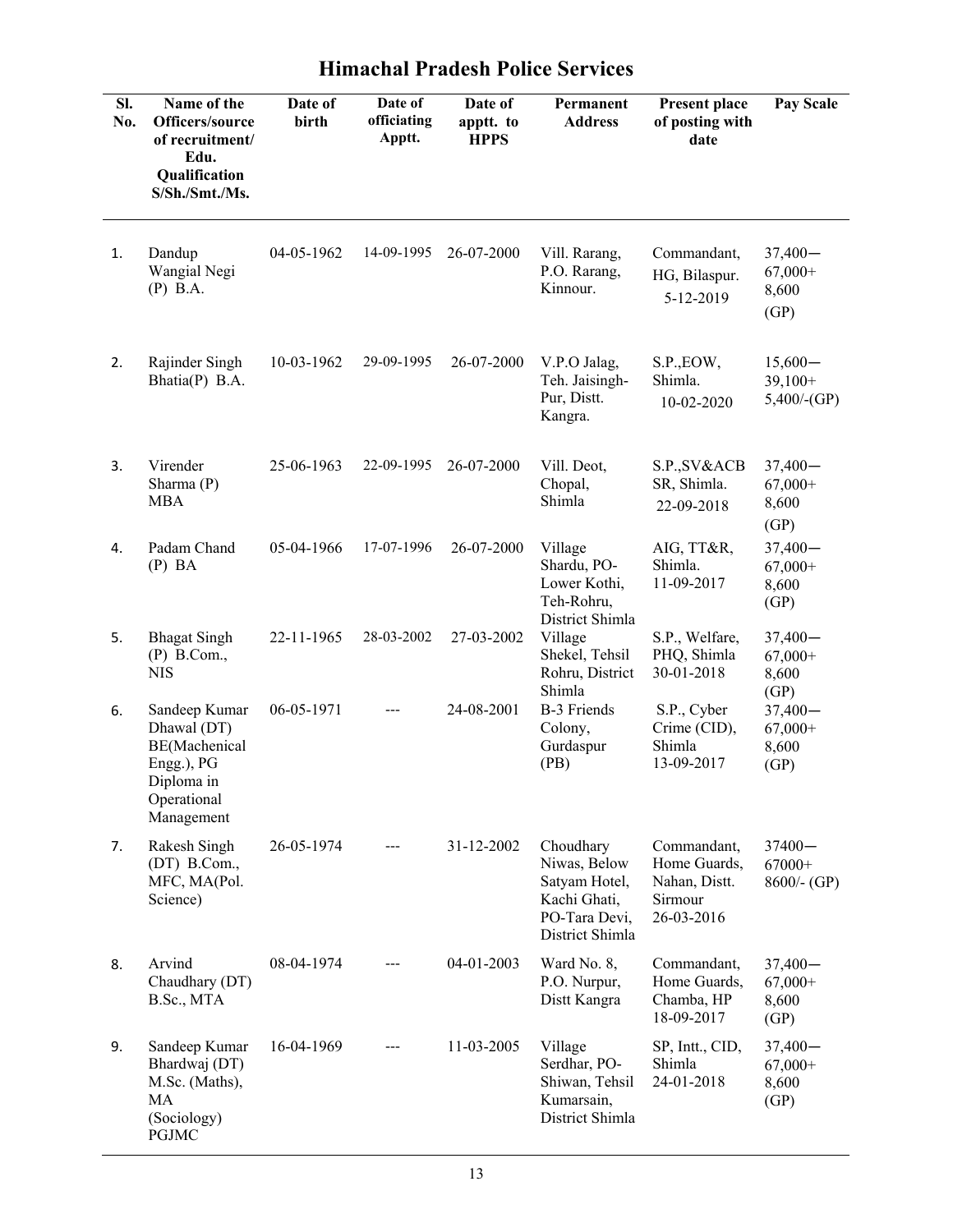# Himachal Pradesh Police Services

| Sl. No. | Name of the Officers/source of recruitment/ Edu. Qualification S/Sh./Smt./Ms. | Date of birth | Date of officiating Apptt. | Date of apptt. to HPPS | Permanent Address | Present place of posting with date | Pay Scale |
|---|---|---|---|---|---|---|---|
| 1. | Dandup Wangial Negi (P) B.A. | 04-05-1962 | 14-09-1995 | 26-07-2000 | Vill. Rarang, P.O. Rarang, Kinnour. | Commandant, HG, Bilaspur. 5-12-2019 | 37,400— 67,000+ 8,600 (GP) |
| 2. | Rajinder Singh Bhatia(P) B.A. | 10-03-1962 | 29-09-1995 | 26-07-2000 | V.P.O Jalag, Teh. Jaisingh-Pur, Distt. Kangra. | S.P.,EOW, Shimla. 10-02-2020 | 15,600— 39,100+ 5,400/-(GP) |
| 3. | Virender Sharma (P) MBA | 25-06-1963 | 22-09-1995 | 26-07-2000 | Vill. Deot, Chopal, Shimla | S.P.,SV&ACB SR, Shimla. 22-09-2018 | 37,400— 67,000+ 8,600 (GP) |
| 4. | Padam Chand (P) BA | 05-04-1966 | 17-07-1996 | 26-07-2000 | Village Shardu, PO-Lower Kothi, Teh-Rohru, District Shimla | AIG, TT&R, Shimla. 11-09-2017 | 37,400— 67,000+ 8,600 (GP) |
| 5. | Bhagat Singh (P) B.Com., NIS | 22-11-1965 | 28-03-2002 | 27-03-2002 | Village Shekel, Tehsil Rohru, District Shimla | S.P., Welfare, PHQ, Shimla 30-01-2018 | 37,400— 67,000+ 8,600 (GP) |
| 6. | Sandeep Kumar Dhawal (DT) BE(Machenical Engg.), PG Diploma in Operational Management | 06-05-1971 | --- | 24-08-2001 | B-3 Friends Colony, Gurdaspur (PB) | S.P., Cyber Crime (CID), Shimla 13-09-2017 | 37,400— 67,000+ 8,600 (GP) |
| 7. | Rakesh Singh (DT) B.Com., MFC, MA(Pol. Science) | 26-05-1974 | --- | 31-12-2002 | Choudhary Niwas, Below Satyam Hotel, Kachi Ghati, PO-Tara Devi, District Shimla | Commandant, Home Guards, Nahan, Distt. Sirmour 26-03-2016 | 37400— 67000+ 8600/- (GP) |
| 8. | Arvind Chaudhary (DT) B.Sc., MTA | 08-04-1974 | --- | 04-01-2003 | Ward No. 8, P.O. Nurpur, Distt Kangra | Commandant, Home Guards, Chamba, HP 18-09-2017 | 37,400— 67,000+ 8,600 (GP) |
| 9. | Sandeep Kumar Bhardwaj (DT) M.Sc. (Maths), MA (Sociology) PGJMC | 16-04-1969 | --- | 11-03-2005 | Village Serdhar, PO-Shiwan, Tehsil Kumarsain, District Shimla | SP, Intt., CID, Shimla 24-01-2018 | 37,400— 67,000+ 8,600 (GP) |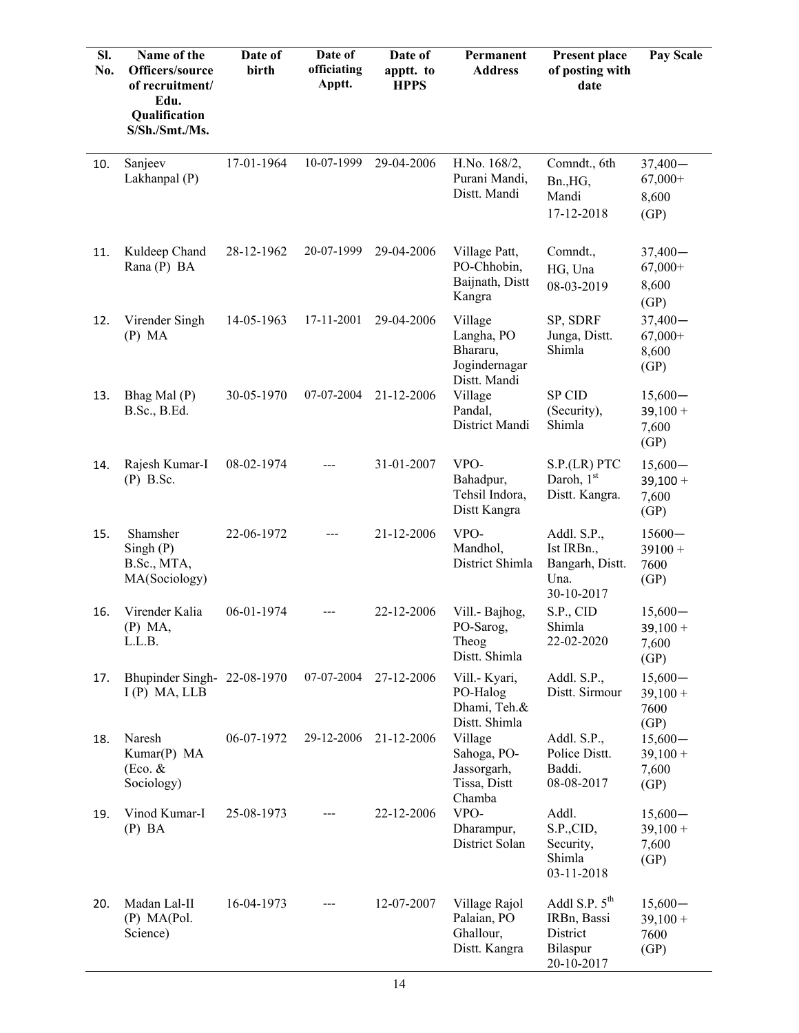| Sl. No. | Name of the Officers/source of recruitment/ Edu. Qualification S/Sh./Smt./Ms. | Date of birth | Date of officiating Apptt. | Date of apptt. to HPPS | Permanent Address | Present place of posting with date | Pay Scale |
|---|---|---|---|---|---|---|---|
| 10. | Sanjeev Lakhanpal (P) | 17-01-1964 | 10-07-1999 | 29-04-2006 | H.No. 168/2, Purani Mandi, Distt. Mandi | Comndt., 6th Bn.,HG, Mandi 17-12-2018 | 37,400— 67,000+ 8,600 (GP) |
| 11. | Kuldeep Chand Rana (P) BA | 28-12-1962 | 20-07-1999 | 29-04-2006 | Village Patt, PO-Chhobin, Baijnath, Distt Kangra | Comndt., HG, Una 08-03-2019 | 37,400— 67,000+ 8,600 (GP) |
| 12. | Virender Singh (P) MA | 14-05-1963 | 17-11-2001 | 29-04-2006 | Village Langha, PO Bhararu, Jogindernagar Distt. Mandi | SP, SDRF Junga, Distt. Shimla | 37,400— 67,000+ 8,600 (GP) |
| 13. | Bhag Mal (P) B.Sc., B.Ed. | 30-05-1970 | 07-07-2004 | 21-12-2006 | Village Pandal, District Mandi | SP CID (Security), Shimla | 15,600— 39,100 + 7,600 (GP) |
| 14. | Rajesh Kumar-I (P) B.Sc. | 08-02-1974 | --- | 31-01-2007 | VPO-Bahadpur, Tehsil Indora, Distt Kangra | S.P.(LR) PTC Daroh, 1st Distt. Kangra. | 15,600— 39,100 + 7,600 (GP) |
| 15. | Shamsher Singh (P) B.Sc., MTA, MA(Sociology) | 22-06-1972 | --- | 21-12-2006 | VPO-Mandhol, District Shimla | Addl. S.P., Ist IRBn., Bangarh, Distt. Una. 30-10-2017 | 15600— 39100 + 7600 (GP) |
| 16. | Virender Kalia (P) MA, L.L.B. | 06-01-1974 | --- | 22-12-2006 | Vill.- Bajhog, PO-Sarog, Theog Distt. Shimla | S.P., CID Shimla 22-02-2020 | 15,600— 39,100 + 7,600 (GP) |
| 17. | Bhupinder Singh-I (P) MA, LLB | 22-08-1970 | 07-07-2004 | 27-12-2006 | Vill.- Kyari, PO-Halog Dhami, Teh.& Distt. Shimla | Addl. S.P., Distt. Sirmour | 15,600— 39,100 + 7600 (GP) |
| 18. | Naresh Kumar(P) MA (Eco. & Sociology) | 06-07-1972 | 29-12-2006 | 21-12-2006 | Village Sahoga, PO-Jassorgarh, Tissa, Distt Chamba | Addl. S.P., Police Distt. Baddi. 08-08-2017 | 15,600— 39,100 + 7,600 (GP) |
| 19. | Vinod Kumar-I (P) BA | 25-08-1973 | --- | 22-12-2006 | VPO-Dharampur, District Solan | Addl. S.P.,CID, Security, Shimla 03-11-2018 | 15,600— 39,100 + 7,600 (GP) |
| 20. | Madan Lal-II (P) MA(Pol. Science) | 16-04-1973 | --- | 12-07-2007 | Village Rajol Palaian, PO Ghallour, Distt. Kangra | Addl S.P. 5th IRBn, Bassi District Bilaspur 20-10-2017 | 15,600— 39,100 + 7600 (GP) |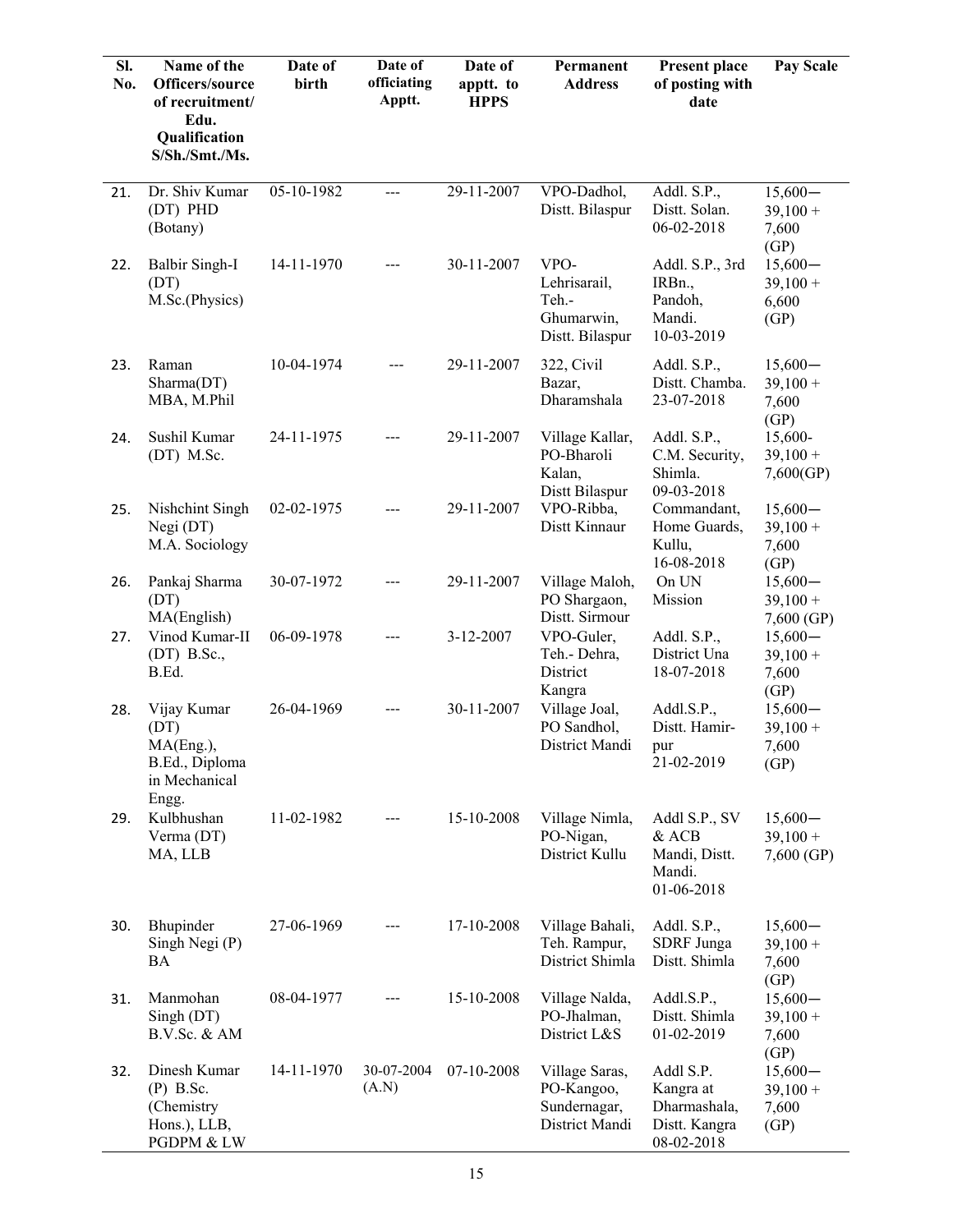| Sl. No. | Name of the Officers/source of recruitment/ Edu. Qualification S/Sh./Smt./Ms. | Date of birth | Date of officiating Apptt. | Date of apptt. to HPPS | Permanent Address | Present place of posting with date | Pay Scale |
|---|---|---|---|---|---|---|---|
| 21. | Dr. Shiv Kumar (DT) PHD (Botany) | 05-10-1982 | --- | 29-11-2007 | VPO-Dadhol, Distt. Bilaspur | Addl. S.P., Distt. Solan. 06-02-2018 | 15,600— 39,100 + 7,600 (GP) |
| 22. | Balbir Singh-I (DT) M.Sc.(Physics) | 14-11-1970 | --- | 30-11-2007 | VPO-Lehrisarail, Teh.-Ghumarwin, Distt. Bilaspur | Addl. S.P., 3rd IRBn., Pandoh, Mandi. 10-03-2019 | 15,600— 39,100 + 6,600 (GP) |
| 23. | Raman Sharma(DT) MBA, M.Phil | 10-04-1974 | --- | 29-11-2007 | 322, Civil Bazar, Dharamshala | Addl. S.P., Distt. Chamba. 23-07-2018 | 15,600— 39,100 + 7,600 (GP) |
| 24. | Sushil Kumar (DT) M.Sc. | 24-11-1975 | --- | 29-11-2007 | Village Kallar, PO-Bharoli Kalan, Distt Bilaspur | Addl. S.P., C.M. Security, Shimla. 09-03-2018 | 15,600- 39,100 + 7,600(GP) |
| 25. | Nishchint Singh Negi (DT) M.A. Sociology | 02-02-1975 | --- | 29-11-2007 | VPO-Ribba, Distt Kinnaur | Commandant, Home Guards, Kullu, 16-08-2018 | 15,600— 39,100 + 7,600 (GP) |
| 26. | Pankaj Sharma (DT) MA(English) | 30-07-1972 | --- | 29-11-2007 | Village Maloh, PO Shargaon, Distt. Sirmour | On UN Mission | 15,600— 39,100 + 7,600 (GP) |
| 27. | Vinod Kumar-II (DT) B.Sc., B.Ed. | 06-09-1978 | --- | 3-12-2007 | VPO-Guler, Teh.- Dehra, District Kangra | Addl. S.P., District Una 18-07-2018 | 15,600— 39,100 + 7,600 (GP) |
| 28. | Vijay Kumar (DT) MA(Eng.), B.Ed., Diploma in Mechanical Engg. | 26-04-1969 | --- | 30-11-2007 | Village Joal, PO Sandhol, District Mandi | Addl.S.P., Distt. Hamir-pur 21-02-2019 | 15,600— 39,100 + 7,600 (GP) |
| 29. | Kulbhushan Verma (DT) MA, LLB | 11-02-1982 | --- | 15-10-2008 | Village Nimla, PO-Nigan, District Kullu | Addl S.P., SV & ACB Mandi, Distt. Mandi. 01-06-2018 | 15,600— 39,100 + 7,600 (GP) |
| 30. | Bhupinder Singh Negi (P) BA | 27-06-1969 | --- | 17-10-2008 | Village Bahali, Teh. Rampur, District Shimla | Addl. S.P., SDRF Junga Distt. Shimla | 15,600— 39,100 + 7,600 (GP) |
| 31. | Manmohan Singh (DT) B.V.Sc. & AM | 08-04-1977 | --- | 15-10-2008 | Village Nalda, PO-Jhalman, District L&S | Addl.S.P., Distt. Shimla 01-02-2019 | 15,600— 39,100 + 7,600 (GP) |
| 32. | Dinesh Kumar (P) B.Sc. (Chemistry Hons.), LLB, PGDPM & LW | 14-11-1970 | 30-07-2004 (A.N) | 07-10-2008 | Village Saras, PO-Kangoo, Sundernagar, District Mandi | Addl S.P. Kangra at Dharmashala, Distt. Kangra 08-02-2018 | 15,600— 39,100 + 7,600 (GP) |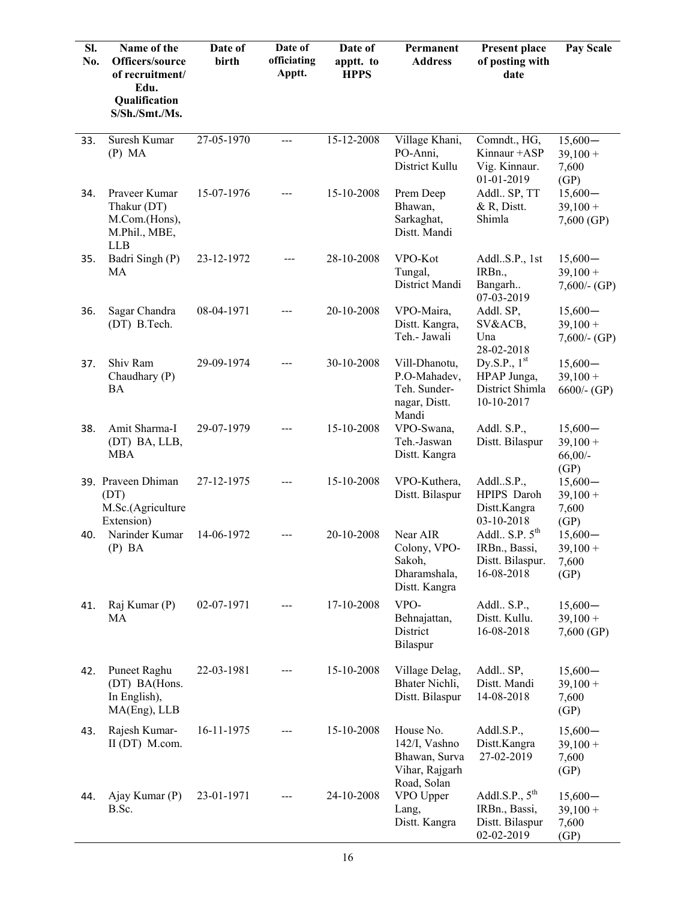| Sl. No. | Name of the Officers/source of recruitment/ Edu. Qualification S/Sh./Smt./Ms. | Date of birth | Date of officiating Apptt. | Date of apptt. to HPPS | Permanent Address | Present place of posting with date | Pay Scale |
|---|---|---|---|---|---|---|---|
| 33. | Suresh Kumar (P) MA | 27-05-1970 | --- | 15-12-2008 | Village Khani, PO-Anni, District Kullu | Comndt., HG, Kinnaur +ASP Vig. Kinnaur. 01-01-2019 | 15,600— 39,100 + 7,600 (GP) |
| 34. | Praveer Kumar Thakur (DT) M.Com.(Hons), M.Phil., MBE, LLB | 15-07-1976 | --- | 15-10-2008 | Prem Deep Bhawan, Sarkaghat, Distt. Mandi | Addl.. SP, TT & R, Distt. Shimla | 15,600— 39,100 + 7,600 (GP) |
| 35. | Badri Singh (P) MA | 23-12-1972 | --- | 28-10-2008 | VPO-Kot Tungal, District Mandi | Addl..S.P., 1st IRBn., Bangarh.. 07-03-2019 | 15,600— 39,100 + 7,600/- (GP) |
| 36. | Sagar Chandra (DT) B.Tech. | 08-04-1971 | --- | 20-10-2008 | VPO-Maira, Distt. Kangra, Teh.- Jawali | Addl. SP, SV&ACB, Una 28-02-2018 | 15,600— 39,100 + 7,600/- (GP) |
| 37. | Shiv Ram Chaudhary (P) BA | 29-09-1974 | --- | 30-10-2008 | Vill-Dhanotu, P.O-Mahadev, Teh. Sunder-nagar, Distt. Mandi | Dy.S.P., 1st HPAP Junga, District Shimla 10-10-2017 | 15,600— 39,100 + 6600/- (GP) |
| 38. | Amit Sharma-I (DT) BA, LLB, MBA | 29-07-1979 | --- | 15-10-2008 | VPO-Swana, Teh.-Jaswan Distt. Kangra | Addl. S.P., Distt. Bilaspur | 15,600— 39,100 + 66,00/- (GP) |
| 39. | Praveen Dhiman (DT) M.Sc.(Agriculture Extension) | 27-12-1975 | --- | 15-10-2008 | VPO-Kuthera, Distt. Bilaspur | Addl..S.P., HPIPS Daroh Distt.Kangra 03-10-2018 | 15,600— 39,100 + 7,600 (GP) |
| 40. | Narinder Kumar (P) BA | 14-06-1972 | --- | 20-10-2008 | Near AIR Colony, VPO-Sakoh, Dharamshala, Distt. Kangra | Addl.. S.P. 5th IRBn., Bassi, Distt. Bilaspur. 16-08-2018 | 15,600— 39,100 + 7,600 (GP) |
| 41. | Raj Kumar (P) MA | 02-07-1971 | --- | 17-10-2008 | VPO-Behnajattan, District Bilaspur | Addl.. S.P., Distt. Kullu. 16-08-2018 | 15,600— 39,100 + 7,600 (GP) |
| 42. | Puneet Raghu (DT) BA(Hons. In English), MA(Eng), LLB | 22-03-1981 | --- | 15-10-2008 | Village Delag, Bhater Nichli, Distt. Bilaspur | Addl.. SP, Distt. Mandi 14-08-2018 | 15,600— 39,100 + 7,600 (GP) |
| 43. | Rajesh Kumar-II (DT) M.com. | 16-11-1975 | --- | 15-10-2008 | House No. 142/I, Vashno Bhawan, Surva Vihar, Rajgarh Road, Solan | Addl.S.P., Distt.Kangra 27-02-2019 | 15,600— 39,100 + 7,600 (GP) |
| 44. | Ajay Kumar (P) B.Sc. | 23-01-1971 | --- | 24-10-2008 | VPO Upper Lang, Distt. Kangra | Addl.S.P., 5th IRBn., Bassi, Distt. Bilaspur 02-02-2019 | 15,600— 39,100 + 7,600 (GP) |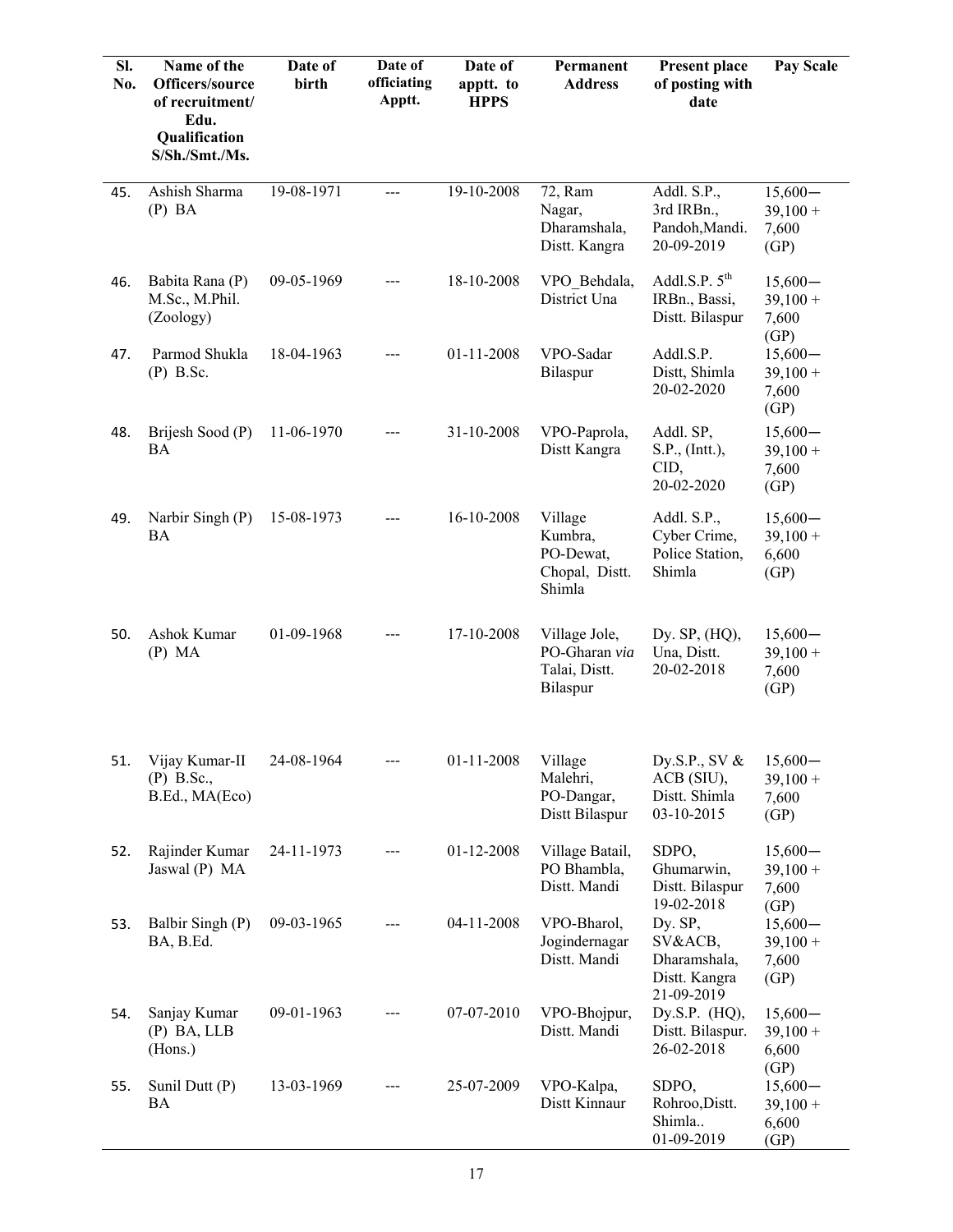| Sl. No. | Name of the Officers/source of recruitment/ Edu. Qualification S/Sh./Smt./Ms. | Date of birth | Date of officiating Apptt. | Date of apptt. to HPPS | Permanent Address | Present place of posting with date | Pay Scale |
|---|---|---|---|---|---|---|---|
| 45. | Ashish Sharma (P) BA | 19-08-1971 | --- | 19-10-2008 | 72, Ram Nagar, Dharamshala, Distt. Kangra | Addl. S.P., 3rd IRBn., Pandoh,Mandi. 20-09-2019 | 15,600— 39,100 + 7,600 (GP) |
| 46. | Babita Rana (P) M.Sc., M.Phil. (Zoology) | 09-05-1969 | --- | 18-10-2008 | VPO_Behdala, District Una | Addl.S.P. 5th IRBn., Bassi, Distt. Bilaspur | 15,600— 39,100 + 7,600 (GP) |
| 47. | Parmod Shukla (P) B.Sc. | 18-04-1963 | --- | 01-11-2008 | VPO-Sadar Bilaspur | Addl.S.P. Distt, Shimla 20-02-2020 | 15,600— 39,100 + 7,600 (GP) |
| 48. | Brijesh Sood (P) BA | 11-06-1970 | --- | 31-10-2008 | VPO-Paprola, Distt Kangra | Addl. SP, S.P., (Intt.), CID, 20-02-2020 | 15,600— 39,100 + 7,600 (GP) |
| 49. | Narbir Singh (P) BA | 15-08-1973 | --- | 16-10-2008 | Village Kumbra, PO-Dewat, Chopal, Distt. Shimla | Addl. S.P., Cyber Crime, Police Station, Shimla | 15,600— 39,100 + 6,600 (GP) |
| 50. | Ashok Kumar (P) MA | 01-09-1968 | --- | 17-10-2008 | Village Jole, PO-Gharan *via* Talai, Distt. Bilaspur | Dy. SP, (HQ), Una, Distt. 20-02-2018 | 15,600— 39,100 + 7,600 (GP) |
| 51. | Vijay Kumar-II (P) B.Sc., B.Ed., MA(Eco) | 24-08-1964 | --- | 01-11-2008 | Village Malehri, PO-Dangar, Distt Bilaspur | Dy.S.P., SV & ACB (SIU), Distt. Shimla 03-10-2015 | 15,600— 39,100 + 7,600 (GP) |
| 52. | Rajinder Kumar Jaswal (P) MA | 24-11-1973 | --- | 01-12-2008 | Village Batail, PO Bhambla, Distt. Mandi | SDPO, Ghumarwin, Distt. Bilaspur 19-02-2018 | 15,600— 39,100 + 7,600 (GP) |
| 53. | Balbir Singh (P) BA, B.Ed. | 09-03-1965 | --- | 04-11-2008 | VPO-Bharol, Jogindernagar Distt. Mandi | Dy. SP, SV&ACB, Dharamshala, Distt. Kangra 21-09-2019 | 15,600— 39,100 + 7,600 (GP) |
| 54. | Sanjay Kumar (P) BA, LLB (Hons.) | 09-01-1963 | --- | 07-07-2010 | VPO-Bhojpur, Distt. Mandi | Dy.S.P. (HQ), Distt. Bilaspur. 26-02-2018 | 15,600— 39,100 + 6,600 (GP) |
| 55. | Sunil Dutt (P) BA | 13-03-1969 | --- | 25-07-2009 | VPO-Kalpa, Distt Kinnaur | SDPO, Rohroo,Distt. Shimla.. 01-09-2019 | 15,600— 39,100 + 6,600 (GP) |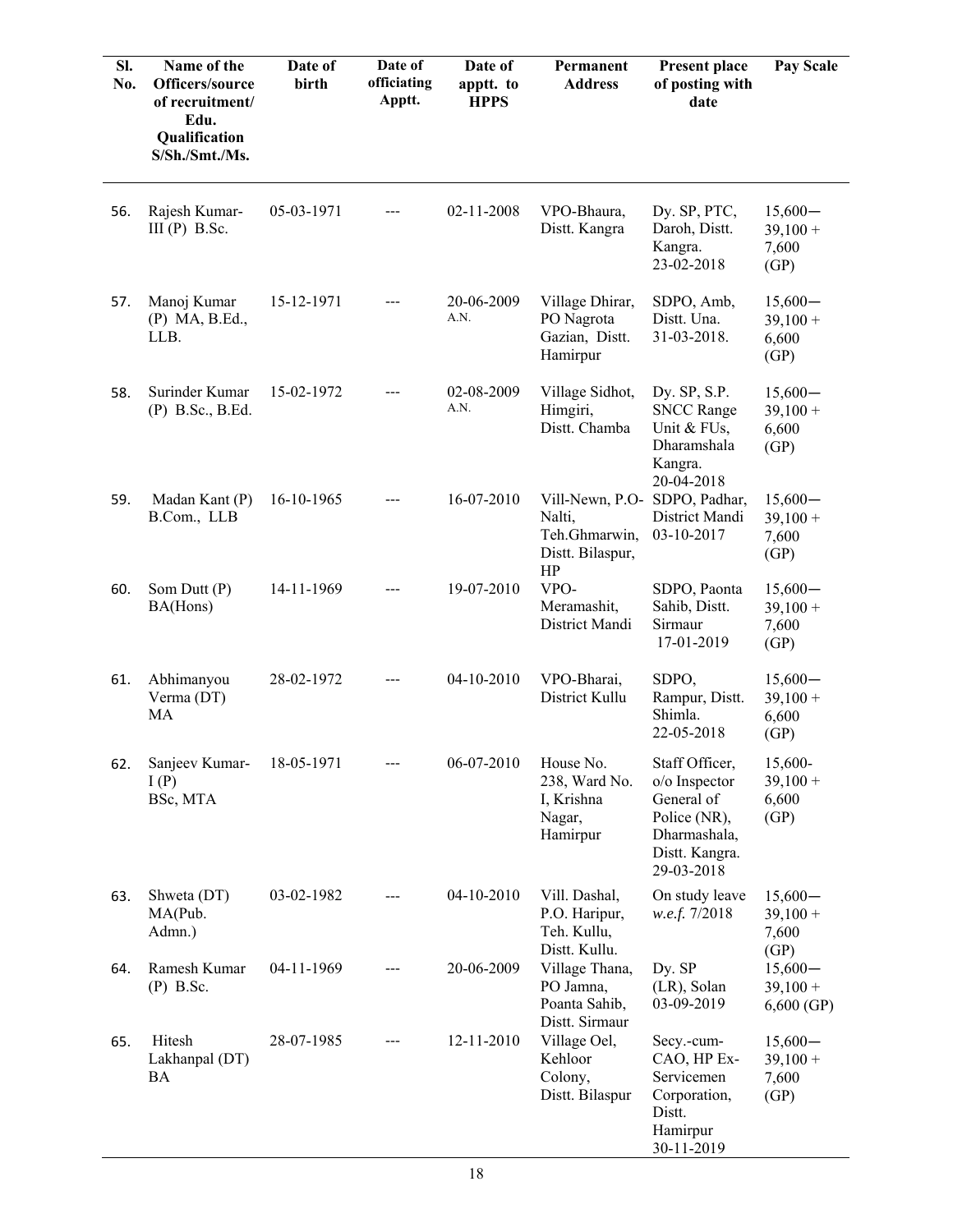| Sl. No. | Name of the Officers/source of recruitment/ Edu. Qualification S/Sh./Smt./Ms. | Date of birth | Date of officiating Apptt. | Date of apptt. to HPPS | Permanent Address | Present place of posting with date | Pay Scale |
|---|---|---|---|---|---|---|---|
| 56. | Rajesh Kumar-III (P) B.Sc. | 05-03-1971 | --- | 02-11-2008 | VPO-Bhaura, Distt. Kangra | Dy. SP, PTC, Daroh, Distt. Kangra. 23-02-2018 | 15,600— 39,100 + 7,600 (GP) |
| 57. | Manoj Kumar (P) MA, B.Ed., LLB. | 15-12-1971 | --- | 20-06-2009 A.N. | Village Dhirar, PO Nagrota Gazian, Distt. Hamirpur | SDPO, Amb, Distt. Una. 31-03-2018. | 15,600— 39,100 + 6,600 (GP) |
| 58. | Surinder Kumar (P) B.Sc., B.Ed. | 15-02-1972 | --- | 02-08-2009 A.N. | Village Sidhot, Himgiri, Distt. Chamba | Dy. SP, S.P. SNCC Range Unit & FUs, Dharamshala Kangra. 20-04-2018 | 15,600— 39,100 + 6,600 (GP) |
| 59. | Madan Kant (P) B.Com., LLB | 16-10-1965 | --- | 16-07-2010 | Vill-Newn, P.O-Nalti, Teh.Ghmarwin, Distt. Bilaspur, HP | SDPO, Padhar, District Mandi 03-10-2017 | 15,600— 39,100 + 7,600 (GP) |
| 60. | Som Dutt (P) BA(Hons) | 14-11-1969 | --- | 19-07-2010 | VPO-Meramashit, District Mandi | SDPO, Paonta Sahib, Distt. Sirmaur 17-01-2019 | 15,600— 39,100 + 7,600 (GP) |
| 61. | Abhimanyou Verma (DT) MA | 28-02-1972 | --- | 04-10-2010 | VPO-Bharai, District Kullu | SDPO, Rampur, Distt. Shimla. 22-05-2018 | 15,600— 39,100 + 6,600 (GP) |
| 62. | Sanjeev Kumar-I (P) BSc, MTA | 18-05-1971 | --- | 06-07-2010 | House No. 238, Ward No. I, Krishna Nagar, Hamirpur | Staff Officer, o/o Inspector General of Police (NR), Dharmashala, Distt. Kangra. 29-03-2018 | 15,600- 39,100 + 6,600 (GP) |
| 63. | Shweta (DT) MA(Pub. Admn.) | 03-02-1982 | --- | 04-10-2010 | Vill. Dashal, P.O. Haripur, Teh. Kullu, Distt. Kullu. | On study leave *w.e.f.* 7/2018 | 15,600— 39,100 + 7,600 (GP) |
| 64. | Ramesh Kumar (P) B.Sc. | 04-11-1969 | --- | 20-06-2009 | Village Thana, PO Jamna, Poanta Sahib, Distt. Sirmaur | Dy. SP (LR), Solan 03-09-2019 | 15,600— 39,100 + 6,600 (GP) |
| 65. | Hitesh Lakhanpal (DT) BA | 28-07-1985 | --- | 12-11-2010 | Village Oel, Kehloor Colony, Distt. Bilaspur | Secy.-cum-CAO, HP Ex-Servicemen Corporation, Distt. Hamirpur 30-11-2019 | 15,600— 39,100 + 7,600 (GP) |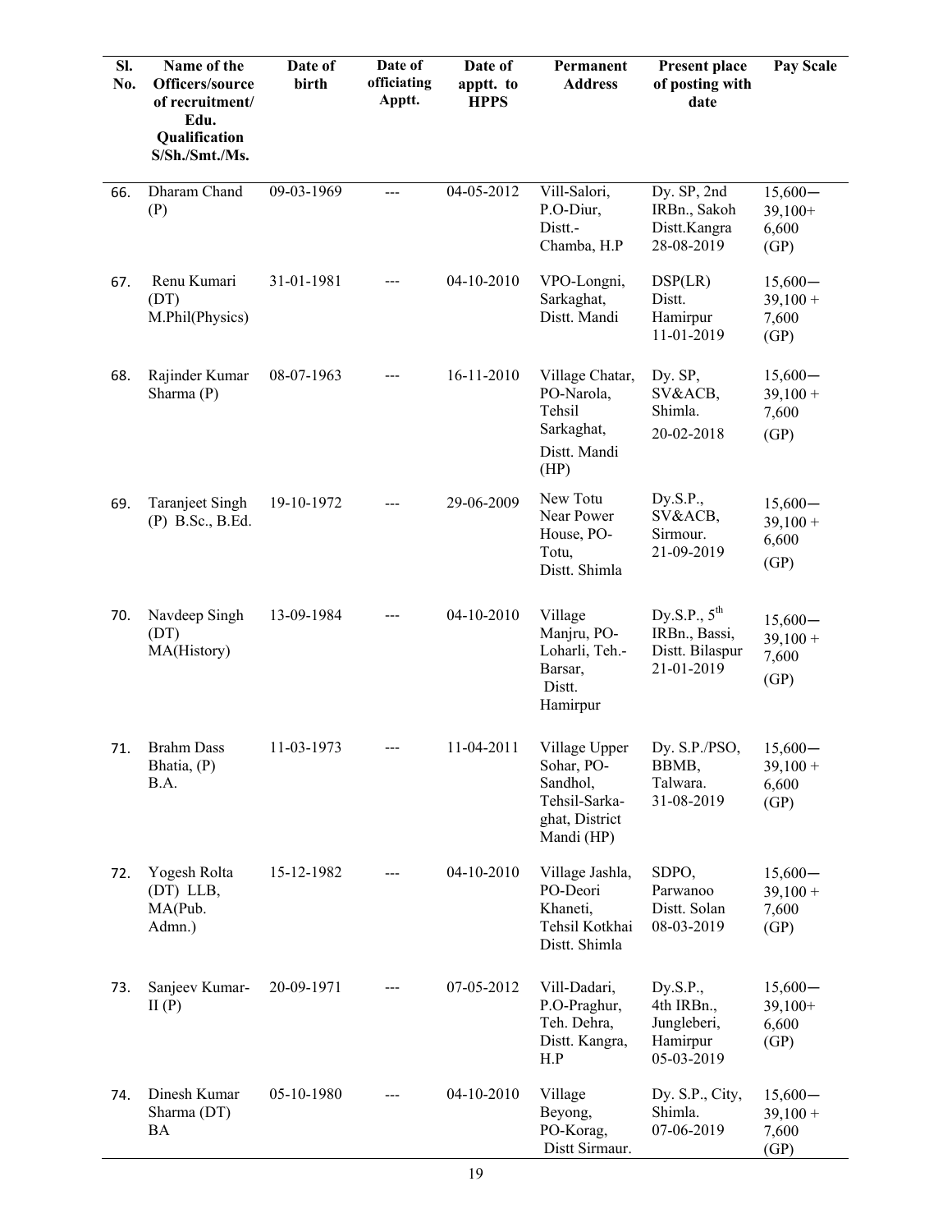| Sl. No. | Name of the Officers/source of recruitment/ Edu. Qualification S/Sh./Smt./Ms. | Date of birth | Date of officiating Apptt. | Date of apptt. to HPPS | Permanent Address | Present place of posting with date | Pay Scale |
|---|---|---|---|---|---|---|---|
| 66. | Dharam Chand (P) | 09-03-1969 | --- | 04-05-2012 | Vill-Salori, P.O-Diur, Distt.- Chamba, H.P | Dy. SP, 2nd IRBn., Sakoh Distt.Kangra 28-08-2019 | 15,600— 39,100+ 6,600 (GP) |
| 67. | Renu Kumari (DT) M.Phil(Physics) | 31-01-1981 | --- | 04-10-2010 | VPO-Longni, Sarkaghat, Distt. Mandi | DSP(LR) Distt. Hamirpur 11-01-2019 | 15,600— 39,100 + 7,600 (GP) |
| 68. | Rajinder Kumar Sharma (P) | 08-07-1963 | --- | 16-11-2010 | Village Chatar, PO-Narola, Tehsil Sarkaghat, Distt. Mandi (HP) | Dy. SP, SV&ACB, Shimla. 20-02-2018 | 15,600— 39,100 + 7,600 (GP) |
| 69. | Taranjeet Singh (P) B.Sc., B.Ed. | 19-10-1972 | --- | 29-06-2009 | New Totu Near Power House, PO- Totu, Distt. Shimla | Dy.S.P., SV&ACB, Sirmour. 21-09-2019 | 15,600— 39,100 + 6,600 (GP) |
| 70. | Navdeep Singh (DT) MA(History) | 13-09-1984 | --- | 04-10-2010 | Village Manjru, PO- Loharli, Teh.- Barsar, Distt. Hamirpur | Dy.S.P., 5th IRBn., Bassi, Distt. Bilaspur 21-01-2019 | 15,600— 39,100 + 7,600 (GP) |
| 71. | Brahm Dass Bhatia, (P) B.A. | 11-03-1973 | --- | 11-04-2011 | Village Upper Sohar, PO- Sandhol, Tehsil-Sarka- ghat, District Mandi (HP) | Dy. S.P./PSO, BBMB, Talwara. 31-08-2019 | 15,600— 39,100 + 6,600 (GP) |
| 72. | Yogesh Rolta (DT) LLB, MA(Pub. Admn.) | 15-12-1982 | --- | 04-10-2010 | Village Jashla, PO-Deori Khaneti, Tehsil Kotkhai Distt. Shimla | SDPO, Parwanoo Distt. Solan 08-03-2019 | 15,600— 39,100 + 7,600 (GP) |
| 73. | Sanjeev Kumar-II (P) | 20-09-1971 | --- | 07-05-2012 | Vill-Dadari, P.O-Praghur, Teh. Dehra, Distt. Kangra, H.P | Dy.S.P., 4th IRBn., Jungleberi, Hamirpur 05-03-2019 | 15,600— 39,100+ 6,600 (GP) |
| 74. | Dinesh Kumar Sharma (DT) BA | 05-10-1980 | --- | 04-10-2010 | Village Beyong, PO-Korag, Distt Sirmaur. | Dy. S.P., City, Shimla. 07-06-2019 | 15,600— 39,100 + 7,600 (GP) |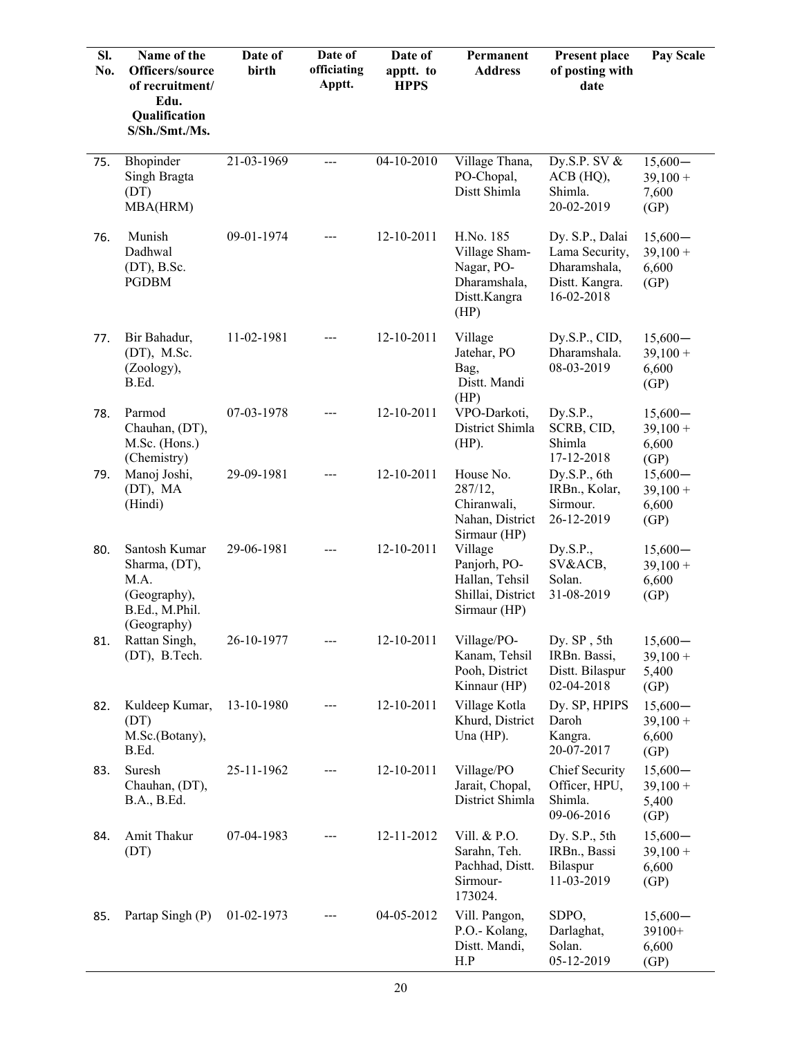| Sl. No. | Name of the Officers/source of recruitment/ Edu. Qualification S/Sh./Smt./Ms. | Date of birth | Date of officiating Apptt. | Date of apptt. to HPPS | Permanent Address | Present place of posting with date | Pay Scale |
|---|---|---|---|---|---|---|---|
| 75. | Bhopinder Singh Bragta (DT) MBA(HRM) | 21-03-1969 | --- | 04-10-2010 | Village Thana, PO-Chopal, Distt Shimla | Dy.S.P. SV & ACB (HQ), Shimla. 20-02-2019 | 15,600— 39,100 + 7,600 (GP) |
| 76. | Munish Dadhwal (DT), B.Sc. PGDBM | 09-01-1974 | --- | 12-10-2011 | H.No. 185 Village Sham-Nagar, PO-Dharamshala, Distt.Kangra (HP) | Dy. S.P., Dalai Lama Security, Dharamshala, Distt. Kangra. 16-02-2018 | 15,600— 39,100 + 6,600 (GP) |
| 77. | Bir Bahadur, (DT), M.Sc. (Zoology), B.Ed. | 11-02-1981 | --- | 12-10-2011 | Village Jatehar, PO Bag, Distt. Mandi (HP) | Dy.S.P., CID, Dharamshala. 08-03-2019 | 15,600— 39,100 + 6,600 (GP) |
| 78. | Parmod Chauhan, (DT), M.Sc. (Hons.) (Chemistry) | 07-03-1978 | --- | 12-10-2011 | VPO-Darkoti, District Shimla (HP). | Dy.S.P., SCRB, CID, Shimla 17-12-2018 | 15,600— 39,100 + 6,600 (GP) |
| 79. | Manoj Joshi, (DT), MA (Hindi) | 29-09-1981 | --- | 12-10-2011 | House No. 287/12, Chiranwali, Nahan, District Sirmaur (HP) | Dy.S.P., 6th IRBn., Kolar, Sirmour. 26-12-2019 | 15,600— 39,100 + 6,600 (GP) |
| 80. | Santosh Kumar Sharma, (DT), M.A. (Geography), B.Ed., M.Phil. (Geography) | 29-06-1981 | --- | 12-10-2011 | Village Panjorh, PO-Hallan, Tehsil Shillai, District Sirmaur (HP) | Dy.S.P., SV&ACB, Solan. 31-08-2019 | 15,600— 39,100 + 6,600 (GP) |
| 81. | Rattan Singh, (DT), B.Tech. | 26-10-1977 | --- | 12-10-2011 | Village/PO-Kanam, Tehsil Pooh, District Kinnaur (HP) | Dy. SP , 5th IRBn. Bassi, Distt. Bilaspur 02-04-2018 | 15,600— 39,100 + 5,400 (GP) |
| 82. | Kuldeep Kumar, (DT) M.Sc.(Botany), B.Ed. | 13-10-1980 | --- | 12-10-2011 | Village Kotla Khurd, District Una (HP). | Dy. SP, HPIPS Daroh Kangra. 20-07-2017 | 15,600— 39,100 + 6,600 (GP) |
| 83. | Suresh Chauhan, (DT), B.A., B.Ed. | 25-11-1962 | --- | 12-10-2011 | Village/PO Jarait, Chopal, District Shimla | Chief Security Officer, HPU, Shimla. 09-06-2016 | 15,600— 39,100 + 5,400 (GP) |
| 84. | Amit Thakur (DT) | 07-04-1983 | --- | 12-11-2012 | Vill. & P.O. Sarahn, Teh. Pachhad, Distt. Sirmour-173024. | Dy. S.P., 5th IRBn., Bassi Bilaspur 11-03-2019 | 15,600— 39,100 + 6,600 (GP) |
| 85. | Partap Singh (P) | 01-02-1973 | --- | 04-05-2012 | Vill. Pangon, P.O.- Kolang, Distt. Mandi, H.P | SDPO, Darlaghat, Solan. 05-12-2019 | 15,600— 39100+ 6,600 (GP) |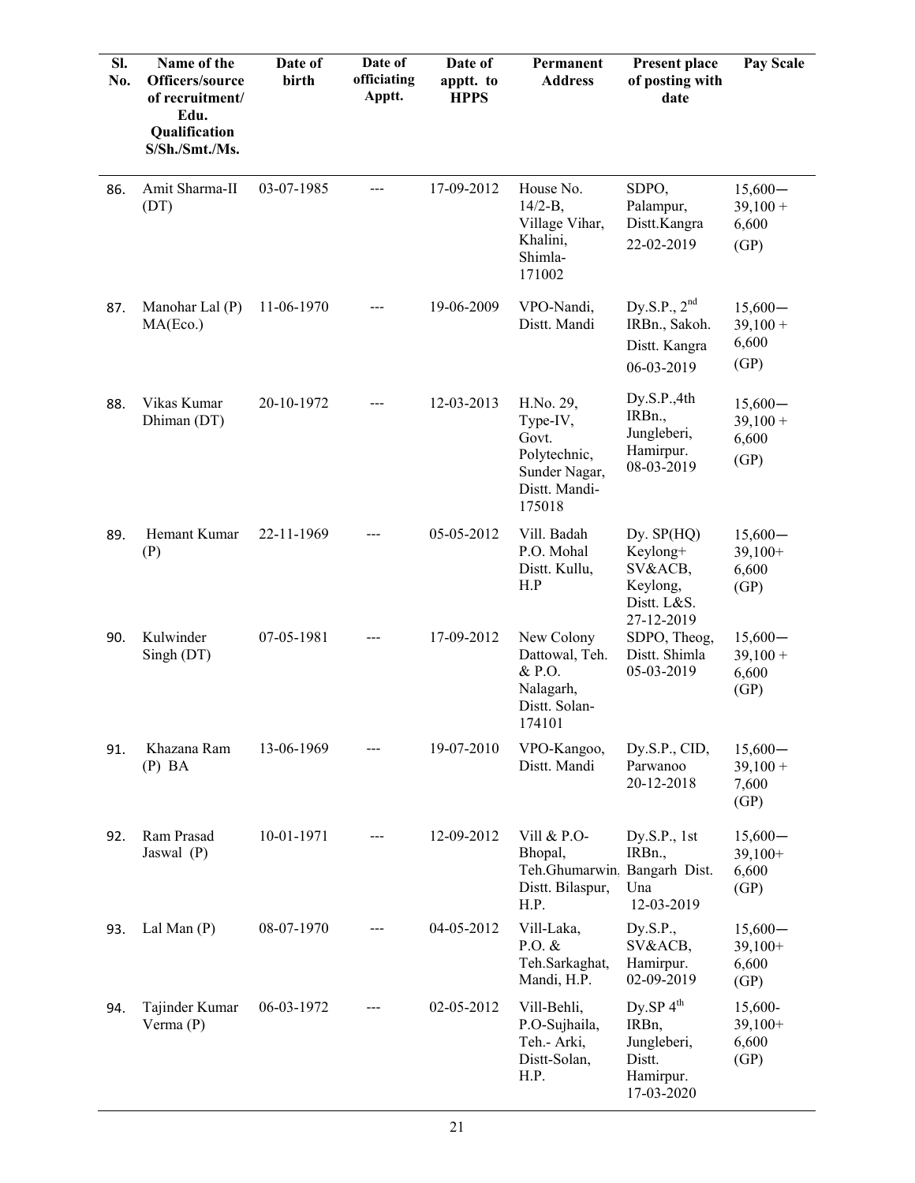| Sl. No. | Name of the Officers/source of recruitment/ Edu. Qualification S/Sh./Smt./Ms. | Date of birth | Date of officiating Apptt. | Date of apptt. to HPPS | Permanent Address | Present place of posting with date | Pay Scale |
|---|---|---|---|---|---|---|---|
| 86. | Amit Sharma-II (DT) | 03-07-1985 | --- | 17-09-2012 | House No. 14/2-B, Village Vihar, Khalini, Shimla-171002 | SDPO, Palampur, Distt.Kangra 22-02-2019 | 15,600— 39,100 + 6,600 (GP) |
| 87. | Manohar Lal (P) MA(Eco.) | 11-06-1970 | --- | 19-06-2009 | VPO-Nandi, Distt. Mandi | Dy.S.P., 2nd IRBn., Sakoh. Distt. Kangra 06-03-2019 | 15,600— 39,100 + 6,600 (GP) |
| 88. | Vikas Kumar Dhiman (DT) | 20-10-1972 | --- | 12-03-2013 | H.No. 29, Type-IV, Govt. Polytechnic, Sunder Nagar, Distt. Mandi-175018 | Dy.S.P.,4th IRBn., Jungleberi, Hamirpur. 08-03-2019 | 15,600— 39,100 + 6,600 (GP) |
| 89. | Hemant Kumar (P) | 22-11-1969 | --- | 05-05-2012 | Vill. Badah P.O. Mohal Distt. Kullu, H.P | Dy. SP(HQ) Keylong+ SV&ACB, Keylong, Distt. L&S. 27-12-2019 | 15,600— 39,100+ 6,600 (GP) |
| 90. | Kulwinder Singh (DT) | 07-05-1981 | --- | 17-09-2012 | New Colony Dattowal, Teh. & P.O. Nalagarh, Distt. Solan-174101 | SDPO, Theog, Distt. Shimla 05-03-2019 | 15,600— 39,100 + 6,600 (GP) |
| 91. | Khazana Ram (P) BA | 13-06-1969 | --- | 19-07-2010 | VPO-Kangoo, Distt. Mandi | Dy.S.P., CID, Parwanoo 20-12-2018 | 15,600— 39,100 + 7,600 (GP) |
| 92. | Ram Prasad Jaswal (P) | 10-01-1971 | --- | 12-09-2012 | Vill & P.O-Bhopal, Teh.Ghumarwin, Distt. Bilaspur, H.P. | Dy.S.P., 1st IRBn., Bangarh Dist. Una 12-03-2019 | 15,600— 39,100+ 6,600 (GP) |
| 93. | Lal Man (P) | 08-07-1970 | --- | 04-05-2012 | Vill-Laka, P.O. & Teh.Sarkaghat, Mandi, H.P. | Dy.S.P., SV&ACB, Hamirpur. 02-09-2019 | 15,600— 39,100+ 6,600 (GP) |
| 94. | Tajinder Kumar Verma (P) | 06-03-1972 | --- | 02-05-2012 | Vill-Behli, P.O-Sujhaila, Teh.- Arki, Distt-Solan, H.P. | Dy.SP 4th IRBn, Jungleberi, Distt. Hamirpur. 17-03-2020 | 15,600- 39,100+ 6,600 (GP) |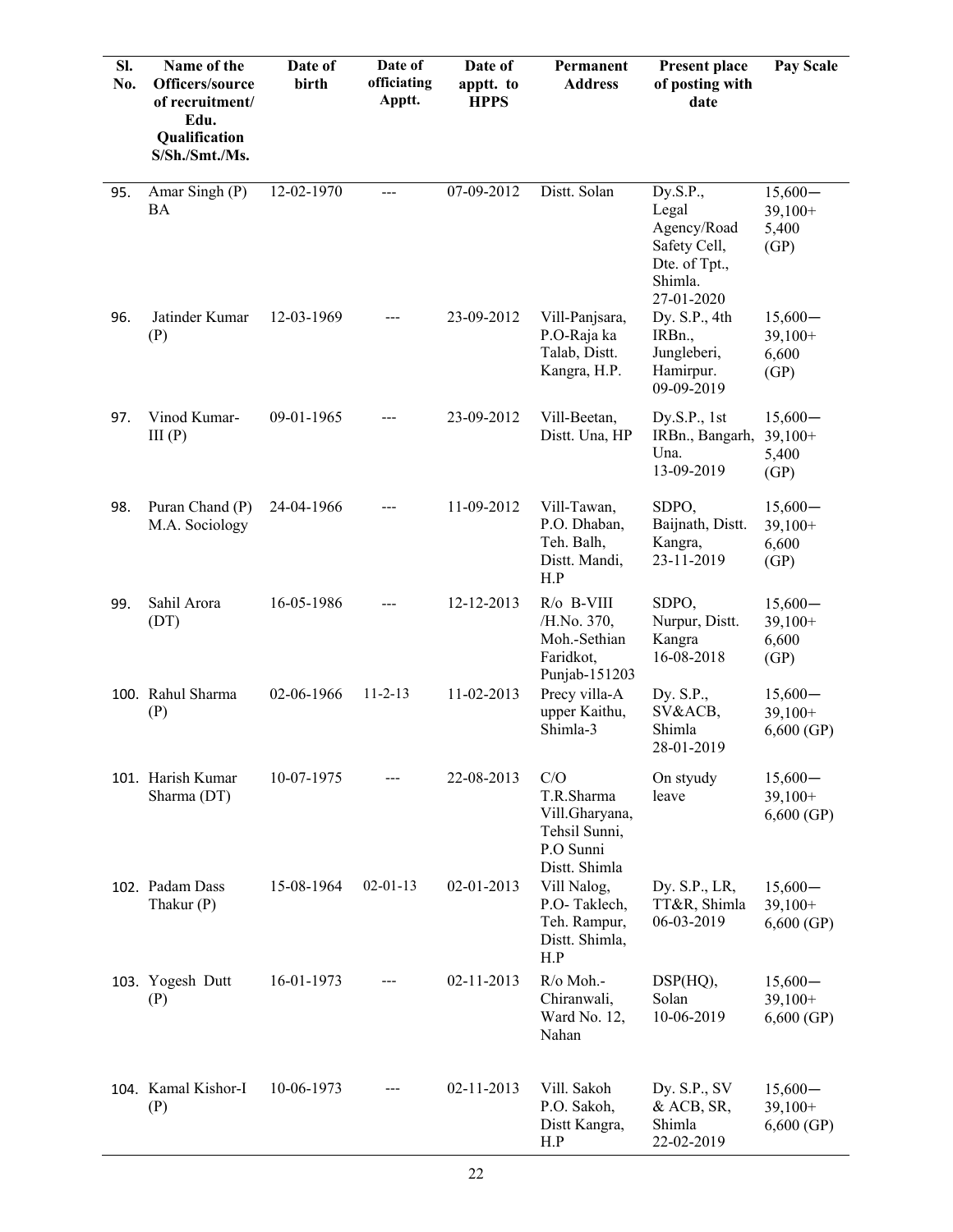| Sl. No. | Name of the Officers/source of recruitment/ Edu. Qualification S/Sh./Smt./Ms. | Date of birth | Date of officiating Apptt. | Date of apptt. to HPPS | Permanent Address | Present place of posting with date | Pay Scale |
|---|---|---|---|---|---|---|---|
| 95. | Amar Singh (P) BA | 12-02-1970 | --- | 07-09-2012 | Distt. Solan | Dy.S.P., Legal Agency/Road Safety Cell, Dte. of Tpt., Shimla. 27-01-2020 | 15,600— 39,100+ 5,400 (GP) |
| 96. | Jatinder Kumar (P) | 12-03-1969 | --- | 23-09-2012 | Vill-Panjsara, P.O-Raja ka Talab, Distt. Kangra, H.P. | Dy. S.P., 4th IRBn., Jungleberi, Hamirpur. 09-09-2019 | 15,600— 39,100+ 6,600 (GP) |
| 97. | Vinod Kumar-III (P) | 09-01-1965 | --- | 23-09-2012 | Vill-Beetan, Distt. Una, HP | Dy.S.P., 1st IRBn., Bangarh, Una. 13-09-2019 | 15,600— 39,100+ 5,400 (GP) |
| 98. | Puran Chand (P) M.A. Sociology | 24-04-1966 | --- | 11-09-2012 | Vill-Tawan, P.O. Dhaban, Teh. Balh, Distt. Mandi, H.P | SDPO, Baijnath, Distt. Kangra, 23-11-2019 | 15,600— 39,100+ 6,600 (GP) |
| 99. | Sahil Arora (DT) | 16-05-1986 | --- | 12-12-2013 | R/o B-VIII /H.No. 370, Moh.-Sethian Faridkot, Punjab-151203 | SDPO, Nurpur, Distt. Kangra 16-08-2018 | 15,600— 39,100+ 6,600 (GP) |
| 100. | Rahul Sharma (P) | 02-06-1966 | 11-2-13 | 11-02-2013 | Precy villa-A upper Kaithu, Shimla-3 | Dy. S.P., SV&ACB, Shimla 28-01-2019 | 15,600— 39,100+ 6,600 (GP) |
| 101. | Harish Kumar Sharma (DT) | 10-07-1975 | --- | 22-08-2013 | C/O T.R.Sharma Vill.Gharyana, Tehsil Sunni, P.O Sunni Distt. Shimla | On styudy leave | 15,600— 39,100+ 6,600 (GP) |
| 102. | Padam Dass Thakur (P) | 15-08-1964 | 02-01-13 | 02-01-2013 | Vill Nalog, P.O- Taklech, Teh. Rampur, Distt. Shimla, H.P | Dy. S.P., LR, TT&R, Shimla 06-03-2019 | 15,600— 39,100+ 6,600 (GP) |
| 103. | Yogesh Dutt (P) | 16-01-1973 | --- | 02-11-2013 | R/o Moh.- Chiranwali, Ward No. 12, Nahan | DSP(HQ), Solan 10-06-2019 | 15,600— 39,100+ 6,600 (GP) |
| 104. | Kamal Kishor-I (P) | 10-06-1973 | --- | 02-11-2013 | Vill. Sakoh P.O. Sakoh, Distt Kangra, H.P | Dy. S.P., SV & ACB, SR, Shimla 22-02-2019 | 15,600— 39,100+ 6,600 (GP) |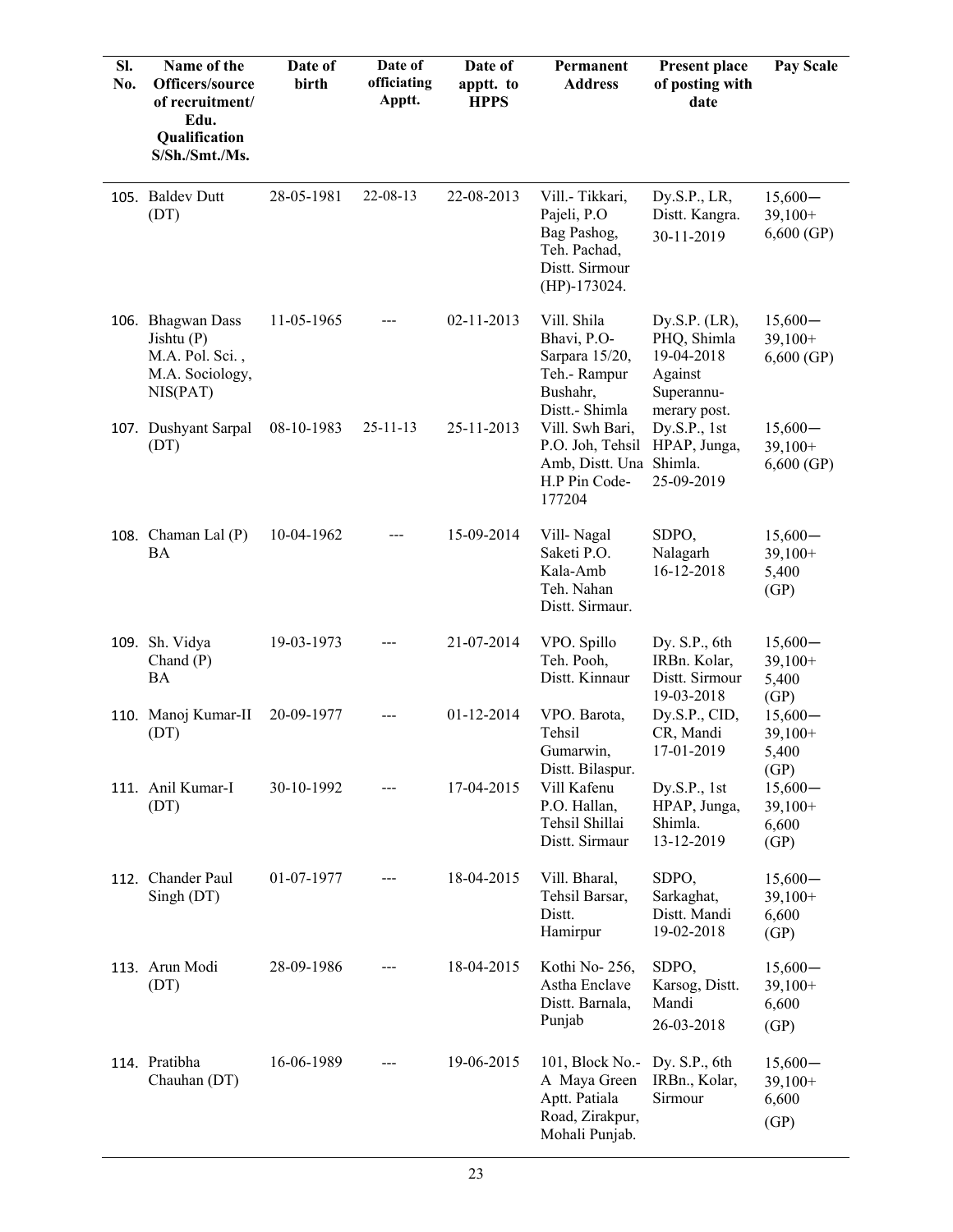| Sl. No. | Name of the Officers/source of recruitment/ Edu. Qualification S/Sh./Smt./Ms. | Date of birth | Date of officiating Apptt. | Date of apptt. to HPPS | Permanent Address | Present place of posting with date | Pay Scale |
|---|---|---|---|---|---|---|---|
| 105. | Baldev Dutt (DT) | 28-05-1981 | 22-08-13 | 22-08-2013 | Vill.- Tikkari, Pajeli, P.O Bag Pashog, Teh. Pachad, Distt. Sirmour (HP)-173024. | Dy.S.P., LR, Distt. Kangra. 30-11-2019 | 15,600— 39,100+ 6,600 (GP) |
| 106. | Bhagwan Dass Jishtu (P) M.A. Pol. Sci., M.A. Sociology, NIS(PAT) | 11-05-1965 | --- | 02-11-2013 | Vill. Shila Bhavi, P.O- Sarpara 15/20, Teh.- Rampur Bushahr, Distt.- Shimla | Dy.S.P. (LR), PHQ, Shimla 19-04-2018 Against Superannu-merary post. | 15,600— 39,100+ 6,600 (GP) |
| 107. | Dushyant Sarpal (DT) | 08-10-1983 | 25-11-13 | 25-11-2013 | Vill. Swh Bari, P.O. Joh, Tehsil Amb, Distt. Una H.P Pin Code- 177204 | Dy.S.P., 1st HPAP, Junga, Shimla. 25-09-2019 | 15,600— 39,100+ 6,600 (GP) |
| 108. | Chaman Lal (P) BA | 10-04-1962 | --- | 15-09-2014 | Vill- Nagal Saketi P.O. Kala-Amb Teh. Nahan Distt. Sirmaur. | SDPO, Nalagarh 16-12-2018 | 15,600— 39,100+ 5,400 (GP) |
| 109. | Sh. Vidya Chand (P) BA | 19-03-1973 | --- | 21-07-2014 | VPO. Spillo Teh. Pooh, Distt. Kinnaur | Dy. S.P., 6th IRBn. Kolar, Distt. Sirmour 19-03-2018 | 15,600— 39,100+ 5,400 (GP) |
| 110. | Manoj Kumar-II (DT) | 20-09-1977 | --- | 01-12-2014 | VPO. Barota, Tehsil Gumarwin, Distt. Bilaspur. | Dy.S.P., CID, CR, Mandi 17-01-2019 | 15,600— 39,100+ 5,400 (GP) |
| 111. | Anil Kumar-I (DT) | 30-10-1992 | --- | 17-04-2015 | Vill Kafenu P.O. Hallan, Tehsil Shillai Distt. Sirmaur | Dy.S.P., 1st HPAP, Junga, Shimla. 13-12-2019 | 15,600— 39,100+ 6,600 (GP) |
| 112. | Chander Paul Singh (DT) | 01-07-1977 | --- | 18-04-2015 | Vill. Bharal, Tehsil Barsar, Distt. Hamirpur | SDPO, Sarkaghat, Distt. Mandi 19-02-2018 | 15,600— 39,100+ 6,600 (GP) |
| 113. | Arun Modi (DT) | 28-09-1986 | --- | 18-04-2015 | Kothi No- 256, Astha Enclave Distt. Barnala, Punjab | SDPO, Karsog, Distt. Mandi 26-03-2018 | 15,600— 39,100+ 6,600 (GP) |
| 114. | Pratibha Chauhan (DT) | 16-06-1989 | --- | 19-06-2015 | 101, Block No.- A Maya Green Aptt. Patiala Road, Zirakpur, Mohali Punjab. | Dy. S.P., 6th IRBn., Kolar, Sirmour | 15,600— 39,100+ 6,600 (GP) |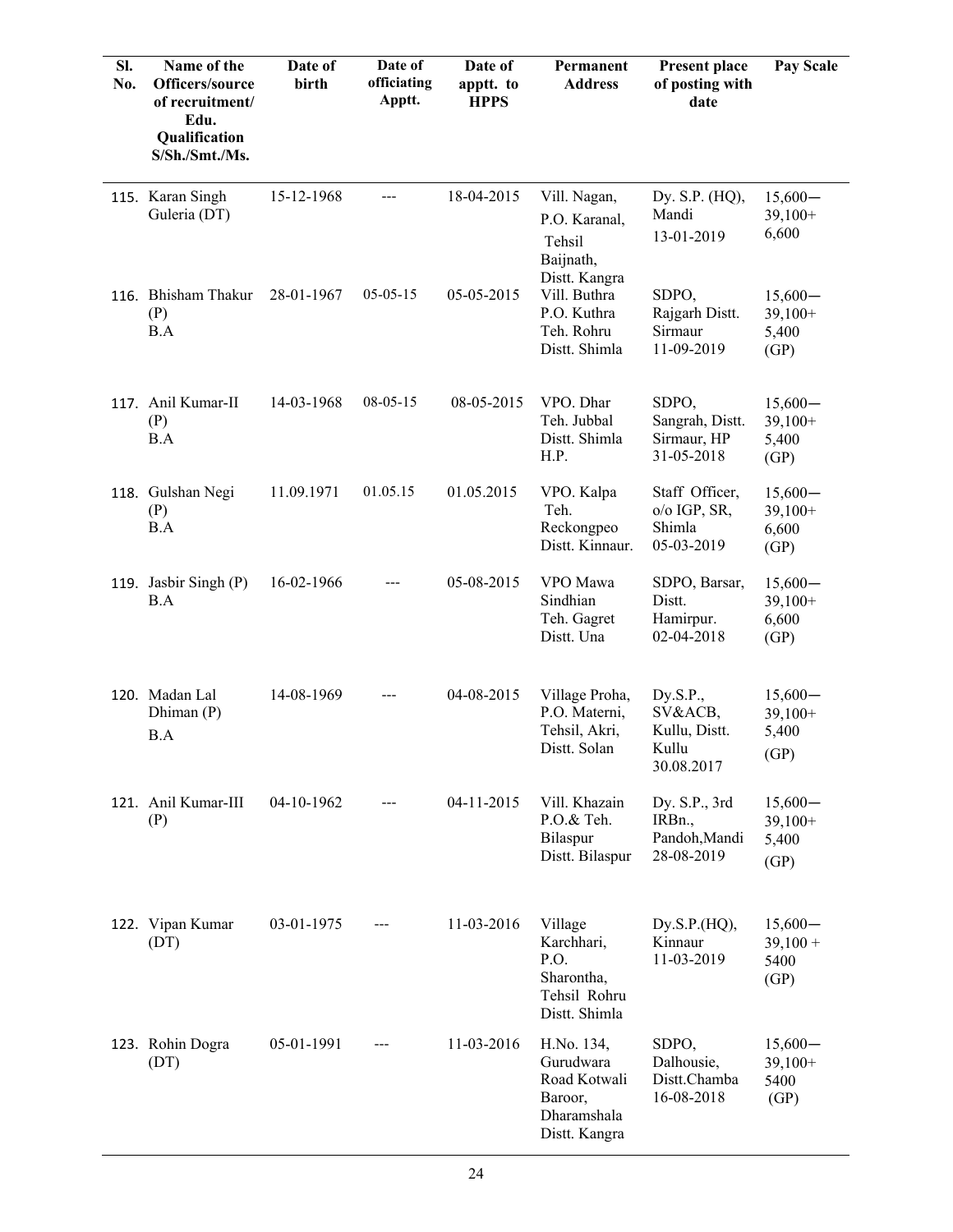| Sl. No. | Name of the Officers/source of recruitment/ Edu. Qualification S/Sh./Smt./Ms. | Date of birth | Date of officiating Apptt. | Date of apptt. to HPPS | Permanent Address | Present place of posting with date | Pay Scale |
|---|---|---|---|---|---|---|---|
| 115. | Karan Singh Guleria (DT) | 15-12-1968 | --- | 18-04-2015 | Vill. Nagan, P.O. Karanal, Tehsil Baijnath, Distt. Kangra | Dy. S.P. (HQ), Mandi 13-01-2019 | 15,600— 39,100+ 6,600 |
| 116. | Bhisham Thakur (P) B.A | 28-01-1967 | 05-05-15 | 05-05-2015 | Vill. Buthra P.O. Kuthra Teh. Rohru Distt. Shimla | SDPO, Rajgarh Distt. Sirmaur 11-09-2019 | 15,600— 39,100+ 5,400 (GP) |
| 117. | Anil Kumar-II (P) B.A | 14-03-1968 | 08-05-15 | 08-05-2015 | VPO. Dhar Teh. Jubbal Distt. Shimla H.P. | SDPO, Sangrah, Distt. Sirmaur, HP 31-05-2018 | 15,600— 39,100+ 5,400 (GP) |
| 118. | Gulshan Negi (P) B.A | 11.09.1971 | 01.05.15 | 01.05.2015 | VPO. Kalpa Teh. Reckongpeo Distt. Kinnaur. | Staff Officer, o/o IGP, SR, Shimla 05-03-2019 | 15,600— 39,100+ 6,600 (GP) |
| 119. | Jasbir Singh (P) B.A | 16-02-1966 | --- | 05-08-2015 | VPO Mawa Sindhian Teh. Gagret Distt. Una | SDPO, Barsar, Distt. Hamirpur. 02-04-2018 | 15,600— 39,100+ 6,600 (GP) |
| 120. | Madan Lal Dhiman (P) B.A | 14-08-1969 | --- | 04-08-2015 | Village Proha, P.O. Materni, Tehsil, Akri, Distt. Solan | Dy.S.P., SV&ACB, Kullu, Distt. Kullu 30.08.2017 | 15,600— 39,100+ 5,400 (GP) |
| 121. | Anil Kumar-III (P) | 04-10-1962 | --- | 04-11-2015 | Vill. Khazain P.O.& Teh. Bilaspur Distt. Bilaspur | Dy. S.P., 3rd IRBn., Pandoh,Mandi 28-08-2019 | 15,600— 39,100+ 5,400 (GP) |
| 122. | Vipan Kumar (DT) | 03-01-1975 | --- | 11-03-2016 | Village Karchhari, P.O. Sharontha, Tehsil Rohru Distt. Shimla | Dy.S.P.(HQ), Kinnaur 11-03-2019 | 15,600— 39,100 + 5400 (GP) |
| 123. | Rohin Dogra (DT) | 05-01-1991 | --- | 11-03-2016 | H.No. 134, Gurudwara Road Kotwali Baroor, Dharamshala Distt. Kangra | SDPO, Dalhousie, Distt.Chamba 16-08-2018 | 15,600— 39,100+ 5400 (GP) |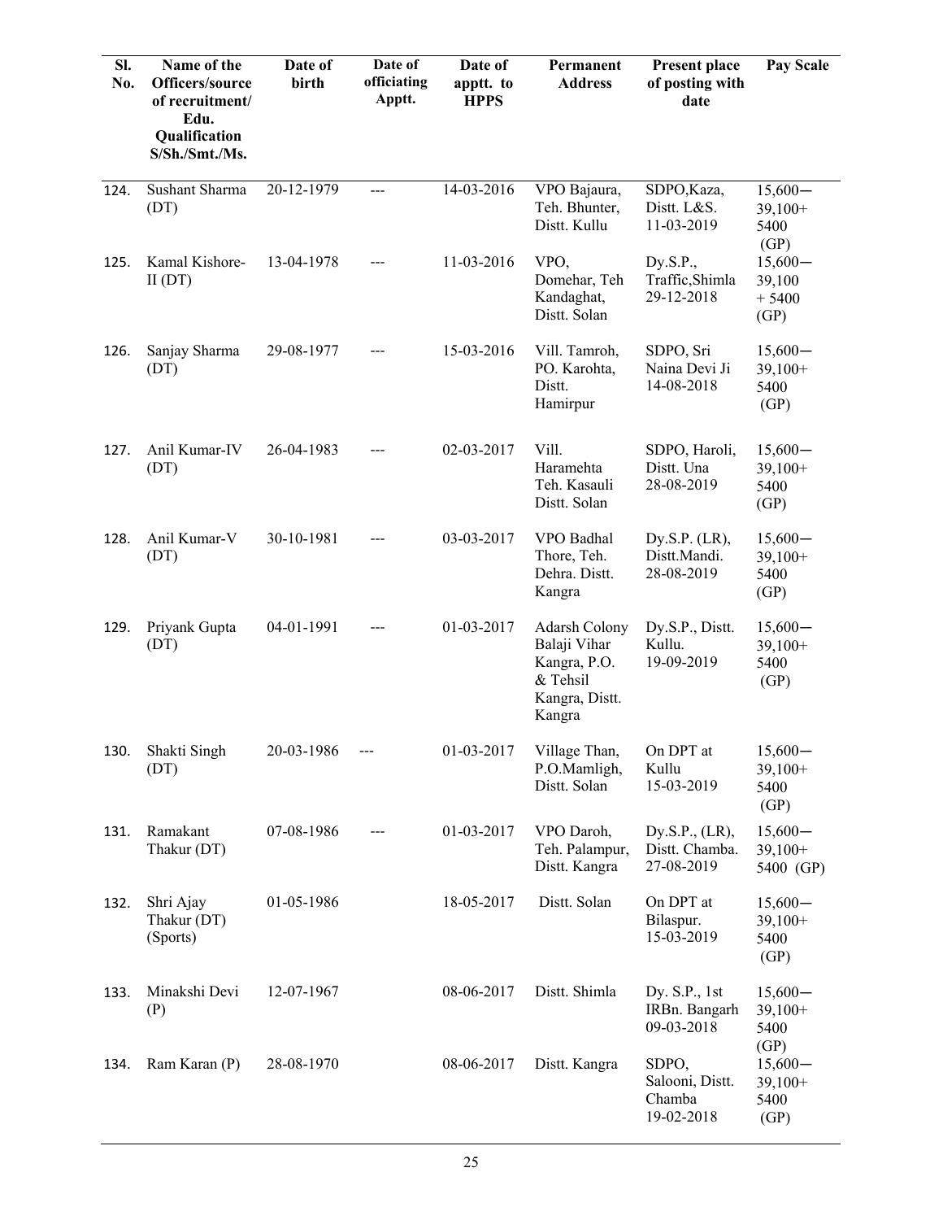| Sl. No. | Name of the Officers/source of recruitment/ Edu. Qualification S/Sh./Smt./Ms. | Date of birth | Date of officiating Apptt. | Date of apptt. to HPPS | Permanent Address | Present place of posting with date | Pay Scale |
|---|---|---|---|---|---|---|---|
| 124. | Sushant Sharma (DT) | 20-12-1979 | --- | 14-03-2016 | VPO Bajaura, Teh. Bhunter, Distt. Kullu | SDPO,Kaza, Distt. L&S. 11-03-2019 | 15,600— 39,100+ 5400 (GP) |
| 125. | Kamal Kishore-II (DT) | 13-04-1978 | --- | 11-03-2016 | VPO, Domehar, Teh Kandaghat, Distt. Solan | Dy.S.P., Traffic,Shimla 29-12-2018 | 15,600— 39,100 + 5400 (GP) |
| 126. | Sanjay Sharma (DT) | 29-08-1977 | --- | 15-03-2016 | Vill. Tamroh, PO. Karohta, Distt. Hamirpur | SDPO, Sri Naina Devi Ji 14-08-2018 | 15,600— 39,100+ 5400 (GP) |
| 127. | Anil Kumar-IV (DT) | 26-04-1983 | --- | 02-03-2017 | Vill. Haramehta Teh. Kasauli Distt. Solan | SDPO, Haroli, Distt. Una 28-08-2019 | 15,600— 39,100+ 5400 (GP) |
| 128. | Anil Kumar-V (DT) | 30-10-1981 | --- | 03-03-2017 | VPO Badhal Thore, Teh. Dehra. Distt. Kangra | Dy.S.P. (LR), Distt.Mandi. 28-08-2019 | 15,600— 39,100+ 5400 (GP) |
| 129. | Priyank Gupta (DT) | 04-01-1991 | --- | 01-03-2017 | Adarsh Colony Balaji Vihar Kangra, P.O. & Tehsil Kangra, Distt. Kangra | Dy.S.P., Distt. Kullu. 19-09-2019 | 15,600— 39,100+ 5400 (GP) |
| 130. | Shakti Singh (DT) | 20-03-1986 | --- | 01-03-2017 | Village Than, P.O.Mamligh, Distt. Solan | On DPT at Kullu 15-03-2019 | 15,600— 39,100+ 5400 (GP) |
| 131. | Ramakant Thakur (DT) | 07-08-1986 | --- | 01-03-2017 | VPO Daroh, Teh. Palampur, Distt. Kangra | Dy.S.P., (LR), Distt. Chamba. 27-08-2019 | 15,600— 39,100+ 5400 (GP) |
| 132. | Shri Ajay Thakur (DT) (Sports) | 01-05-1986 | | 18-05-2017 | Distt. Solan | On DPT at Bilaspur. 15-03-2019 | 15,600— 39,100+ 5400 (GP) |
| 133. | Minakshi Devi (P) | 12-07-1967 | | 08-06-2017 | Distt. Shimla | Dy. S.P., 1st IRBn. Bangarh 09-03-2018 | 15,600— 39,100+ 5400 (GP) |
| 134. | Ram Karan (P) | 28-08-1970 | | 08-06-2017 | Distt. Kangra | SDPO, Salooni, Distt. Chamba 19-02-2018 | 15,600— 39,100+ 5400 (GP) |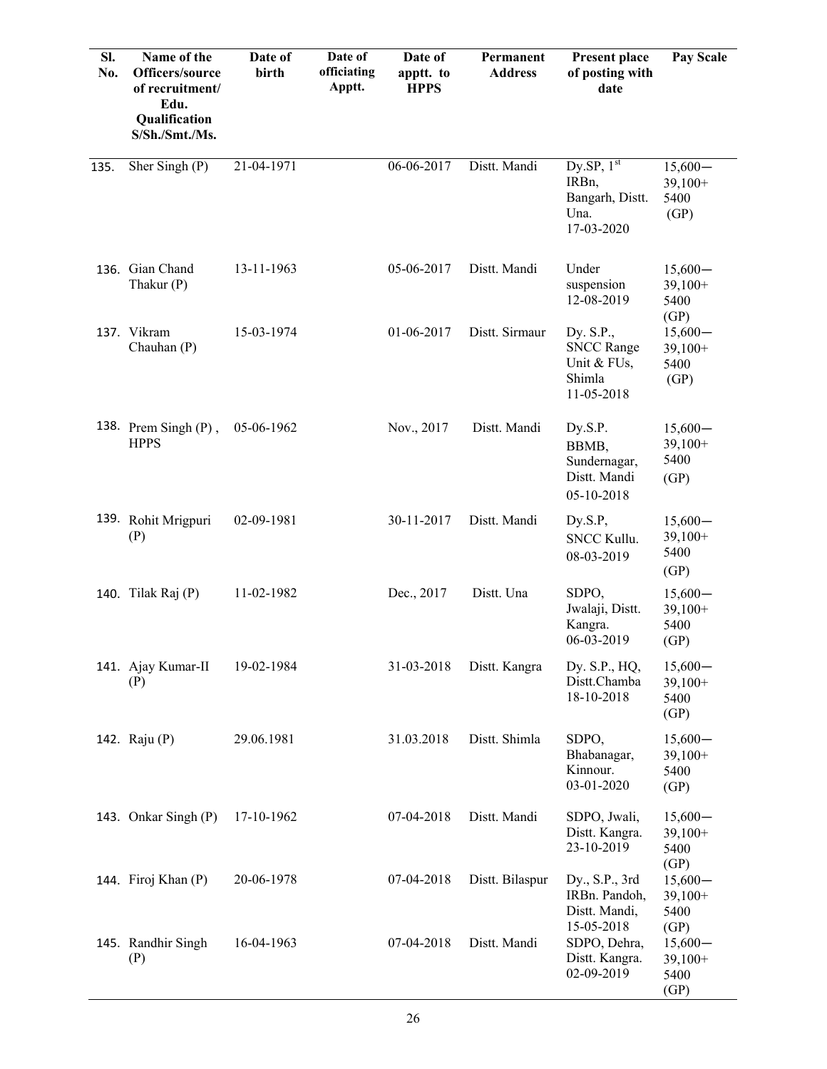| Sl. No. | Name of the Officers/source of recruitment/ Edu. Qualification S/Sh./Smt./Ms. | Date of birth | Date of officiating Apptt. | Date of apptt. to HPPS | Permanent Address | Present place of posting with date | Pay Scale |
|---|---|---|---|---|---|---|---|
| 135. | Sher Singh (P) | 21-04-1971 | | 06-06-2017 | Distt. Mandi | Dy.SP, 1st IRBn, Bangarh, Distt. Una. 17-03-2020 | 15,600—39,100+ 5400 (GP) |
| 136. | Gian Chand Thakur (P) | 13-11-1963 | | 05-06-2017 | Distt. Mandi | Under suspension 12-08-2019 | 15,600—39,100+ 5400 (GP) |
| 137. | Vikram Chauhan (P) | 15-03-1974 | | 01-06-2017 | Distt. Sirmaur | Dy. S.P., SNCC Range Unit & FUs, Shimla 11-05-2018 | 15,600—39,100+ 5400 (GP) |
| 138. | Prem Singh (P) , HPPS | 05-06-1962 | | Nov., 2017 | Distt. Mandi | Dy.S.P. BBMB, Sundernagar, Distt. Mandi 05-10-2018 | 15,600—39,100+ 5400 (GP) |
| 139. | Rohit Mrigpuri (P) | 02-09-1981 | | 30-11-2017 | Distt. Mandi | Dy.S.P, SNCC Kullu. 08-03-2019 | 15,600—39,100+ 5400 (GP) |
| 140. | Tilak Raj (P) | 11-02-1982 | | Dec., 2017 | Distt. Una | SDPO, Jwalaji, Distt. Kangra. 06-03-2019 | 15,600—39,100+ 5400 (GP) |
| 141. | Ajay Kumar-II (P) | 19-02-1984 | | 31-03-2018 | Distt. Kangra | Dy. S.P., HQ, Distt.Chamba 18-10-2018 | 15,600—39,100+ 5400 (GP) |
| 142. | Raju (P) | 29.06.1981 | | 31.03.2018 | Distt. Shimla | SDPO, Bhabanagar, Kinnour. 03-01-2020 | 15,600—39,100+ 5400 (GP) |
| 143. | Onkar Singh (P) | 17-10-1962 | | 07-04-2018 | Distt. Mandi | SDPO, Jwali, Distt. Kangra. 23-10-2019 | 15,600—39,100+ 5400 (GP) |
| 144. | Firoj Khan (P) | 20-06-1978 | | 07-04-2018 | Distt. Bilaspur | Dy., S.P., 3rd IRBn. Pandoh, Distt. Mandi, 15-05-2018 | 15,600—39,100+ 5400 (GP) |
| 145. | Randhir Singh (P) | 16-04-1963 | | 07-04-2018 | Distt. Mandi | SDPO, Dehra, Distt. Kangra. 02-09-2019 | 15,600—39,100+ 5400 (GP) |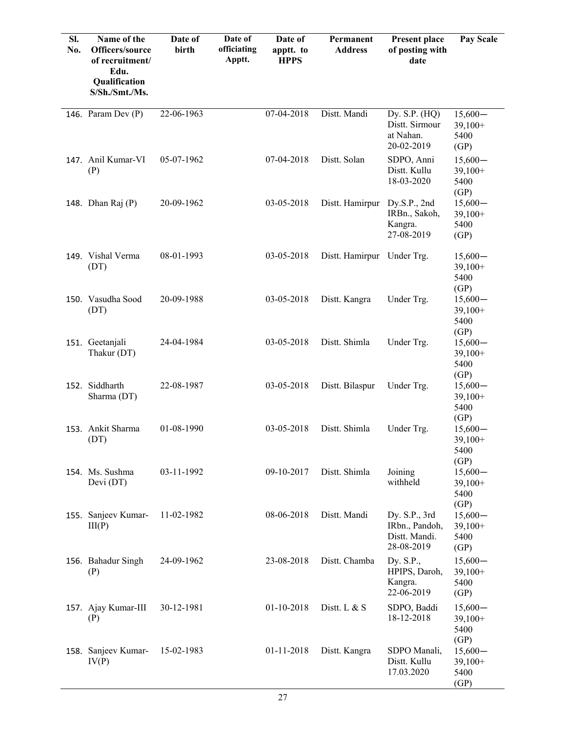| Sl. No. | Name of the Officers/source of recruitment/ Edu. Qualification S/Sh./Smt./Ms. | Date of birth | Date of officiating Apptt. | Date of apptt. to HPPS | Permanent Address | Present place of posting with date | Pay Scale |
|---|---|---|---|---|---|---|---|
| 146. | Param Dev (P) | 22-06-1963 | | 07-04-2018 | Distt. Mandi | Dy. S.P. (HQ) Distt. Sirmour at Nahan. 20-02-2019 | 15,600— 39,100+ 5400 (GP) |
| 147. | Anil Kumar-VI (P) | 05-07-1962 | | 07-04-2018 | Distt. Solan | SDPO, Anni Distt. Kullu 18-03-2020 | 15,600— 39,100+ 5400 (GP) |
| 148. | Dhan Raj (P) | 20-09-1962 | | 03-05-2018 | Distt. Hamirpur | Dy.S.P., 2nd IRBn., Sakoh, Kangra. 27-08-2019 | 15,600— 39,100+ 5400 (GP) |
| 149. | Vishal Verma (DT) | 08-01-1993 | | 03-05-2018 | Distt. Hamirpur | Under Trg. | 15,600— 39,100+ 5400 (GP) |
| 150. | Vasudha Sood (DT) | 20-09-1988 | | 03-05-2018 | Distt. Kangra | Under Trg. | 15,600— 39,100+ 5400 (GP) |
| 151. | Geetanjali Thakur (DT) | 24-04-1984 | | 03-05-2018 | Distt. Shimla | Under Trg. | 15,600— 39,100+ 5400 (GP) |
| 152. | Siddharth Sharma (DT) | 22-08-1987 | | 03-05-2018 | Distt. Bilaspur | Under Trg. | 15,600— 39,100+ 5400 (GP) |
| 153. | Ankit Sharma (DT) | 01-08-1990 | | 03-05-2018 | Distt. Shimla | Under Trg. | 15,600— 39,100+ 5400 (GP) |
| 154. | Ms. Sushma Devi (DT) | 03-11-1992 | | 09-10-2017 | Distt. Shimla | Joining withheld | 15,600— 39,100+ 5400 (GP) |
| 155. | Sanjeev Kumar-III(P) | 11-02-1982 | | 08-06-2018 | Distt. Mandi | Dy. S.P., 3rd IRbn., Pandoh, Distt. Mandi. 28-08-2019 | 15,600— 39,100+ 5400 (GP) |
| 156. | Bahadur Singh (P) | 24-09-1962 | | 23-08-2018 | Distt. Chamba | Dy. S.P., HPIPS, Daroh, Kangra. 22-06-2019 | 15,600— 39,100+ 5400 (GP) |
| 157. | Ajay Kumar-III (P) | 30-12-1981 | | 01-10-2018 | Distt. L & S | SDPO, Baddi 18-12-2018 | 15,600— 39,100+ 5400 (GP) |
| 158. | Sanjeev Kumar-IV(P) | 15-02-1983 | | 01-11-2018 | Distt. Kangra | SDPO Manali, Distt. Kullu 17.03.2020 | 15,600— 39,100+ 5400 (GP) |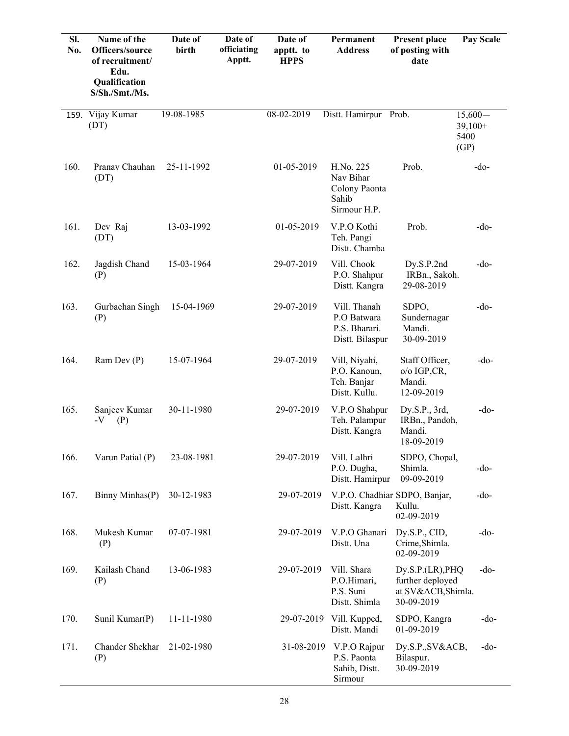| Sl. No. | Name of the Officers/source of recruitment/ Edu. Qualification S/Sh./Smt./Ms. | Date of birth | Date of officiating Apptt. | Date of apptt. to HPPS | Permanent Address | Present place of posting with date | Pay Scale |
|---|---|---|---|---|---|---|---|
| 159. | Vijay Kumar (DT) | 19-08-1985 | | 08-02-2019 | Distt. Hamirpur | Prob. | 15,600—39,100+ 5400 (GP) |
| 160. | Pranav Chauhan (DT) | 25-11-1992 | | 01-05-2019 | H.No. 225 Nav Bihar Colony Paonta Sahib Sirmour H.P. | Prob. | -do- |
| 161. | Dev Raj (DT) | 13-03-1992 | | 01-05-2019 | V.P.O Kothi Teh. Pangi Distt. Chamba | Prob. | -do- |
| 162. | Jagdish Chand (P) | 15-03-1964 | | 29-07-2019 | Vill. Chook P.O. Shahpur Distt. Kangra | Dy.S.P.2nd IRBn., Sakoh. 29-08-2019 | -do- |
| 163. | Gurbachan Singh (P) | 15-04-1969 | | 29-07-2019 | Vill. Thanah P.O Batwara P.S. Bharari. Distt. Bilaspur | SDPO, Sundernagar Mandi. 30-09-2019 | -do- |
| 164. | Ram Dev (P) | 15-07-1964 | | 29-07-2019 | Vill, Niyahi, P.O. Kanoun, Teh. Banjar Distt. Kullu. | Staff Officer, o/o IGP,CR, Mandi. 12-09-2019 | -do- |
| 165. | Sanjeev Kumar -V (P) | 30-11-1980 | | 29-07-2019 | V.P.O Shahpur Teh. Palampur Distt. Kangra | Dy.S.P., 3rd, IRBn., Pandoh, Mandi. 18-09-2019 | -do- |
| 166. | Varun Patial (P) | 23-08-1981 | | 29-07-2019 | Vill. Lalhri P.O. Dugha, Distt. Hamirpur | SDPO, Chopal, Shimla. 09-09-2019 | -do- |
| 167. | Binny Minhas(P) | 30-12-1983 | | 29-07-2019 | V.P.O. Chadhiar Distt. Kangra | SDPO, Banjar, Kullu. 02-09-2019 | -do- |
| 168. | Mukesh Kumar (P) | 07-07-1981 | | 29-07-2019 | V.P.O Ghanari Distt. Una | Dy.S.P., CID, Crime,Shimla. 02-09-2019 | -do- |
| 169. | Kailash Chand (P) | 13-06-1983 | | 29-07-2019 | Vill. Shara P.O.Himari, P.S. Suni Distt. Shimla | Dy.S.P.(LR),PHQ further deployed at SV&ACB,Shimla. 30-09-2019 | -do- |
| 170. | Sunil Kumar(P) | 11-11-1980 | | 29-07-2019 | Vill. Kupped, Distt. Mandi | SDPO, Kangra 01-09-2019 | -do- |
| 171. | Chander Shekhar (P) | 21-02-1980 | | 31-08-2019 | V.P.O Rajpur P.S. Paonta Sahib, Distt. Sirmour | Dy.S.P.,SV&ACB, Bilaspur. 30-09-2019 | -do- |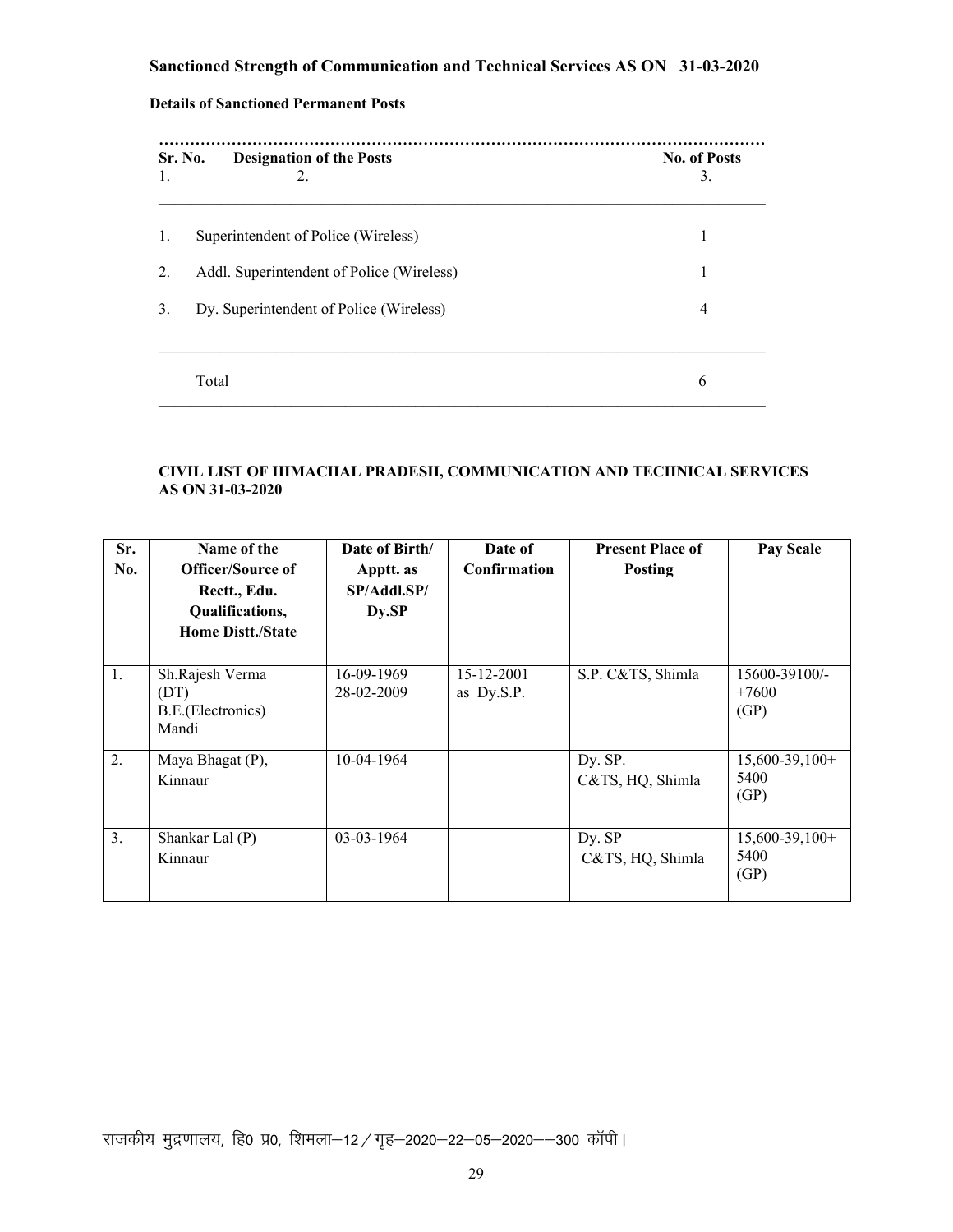## Sanctioned Strength of Communication and Technical Services AS ON 31-03-2020

**Details of Sanctioned Permanent Posts**

| Sr. No. 1. | Designation of the Posts 2. | No. of Posts 3. |
|---|---|---|
| 1. | Superintendent of Police (Wireless) | 1 |
| 2. | Addl. Superintendent of Police (Wireless) | 1 |
| 3. | Dy. Superintendent of Police (Wireless) | 4 |
| | Total | 6 |

**CIVIL LIST OF HIMACHAL PRADESH, COMMUNICATION AND TECHNICAL SERVICES AS ON 31-03-2020**

| Sr. No. | Name of the Officer/Source of Rectt., Edu. Qualifications, Home Distt./State | Date of Birth/ Apptt. as SP/Addl.SP/ Dy.SP | Date of Confirmation | Present Place of Posting | Pay Scale |
|---|---|---|---|---|---|
| 1. | Sh.Rajesh Verma (DT) B.E.(Electronics) Mandi | 16-09-1969 28-02-2009 | 15-12-2001 as Dy.S.P. | S.P. C&TS, Shimla | 15600-39100/- +7600 (GP) |
| 2. | Maya Bhagat (P), Kinnaur | 10-04-1964 | | Dy. SP. C&TS, HQ, Shimla | 15,600-39,100+ 5400 (GP) |
| 3. | Shankar Lal (P) Kinnaur | 03-03-1964 | | Dy. SP C&TS, HQ, Shimla | 15,600-39,100+ 5400 (GP) |

राजकीय मुद्रणालय, हि0 प्र0, शिमला–12 / गृह–2020–22–05–2020––300 कॉपी।